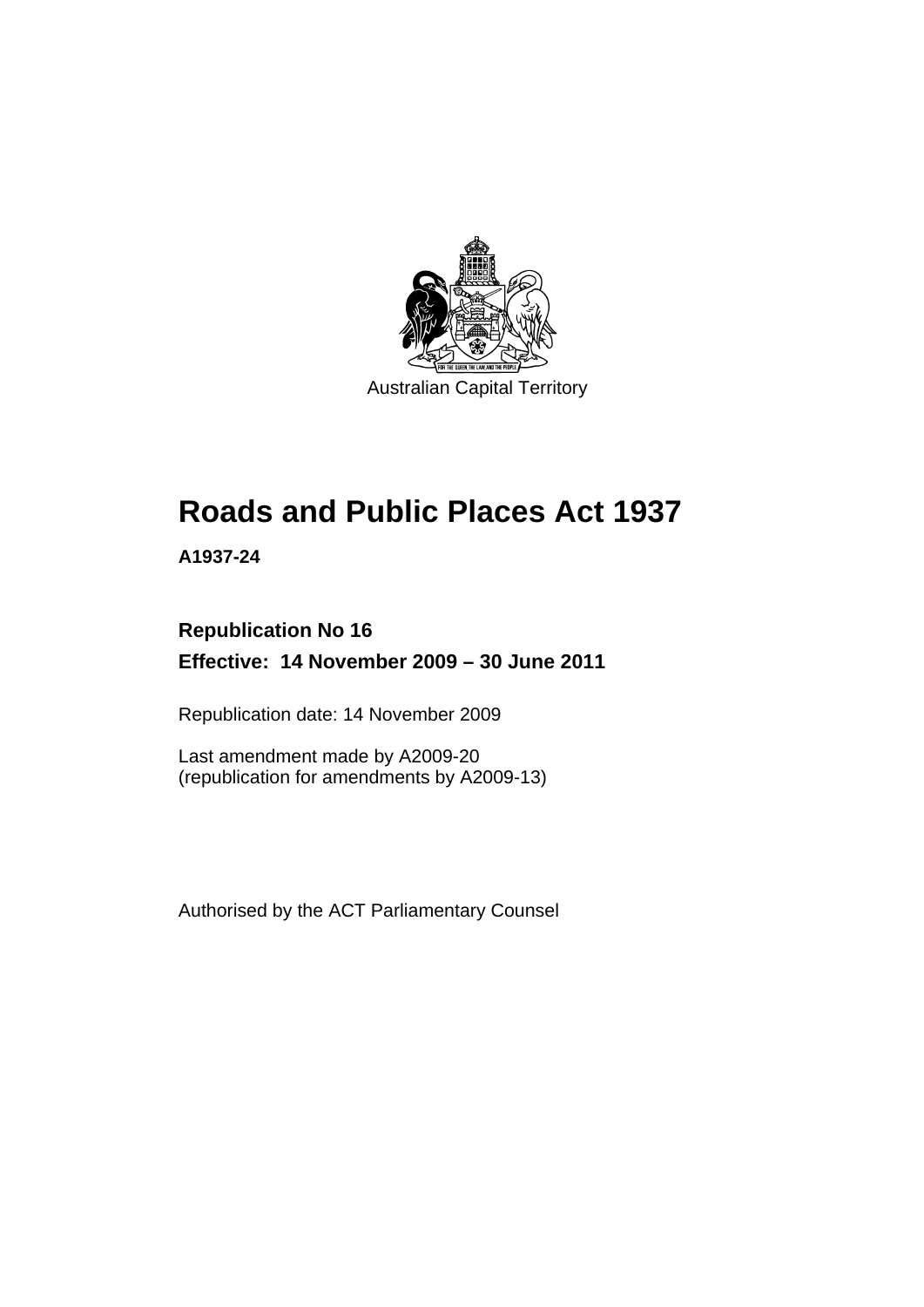Australian Capital Territory

# Roads and Public Places Act 1937

**A1937-24**

**Republication No 16**

**Effective: 14 November 2009 – 30 June 2011**

Republication date: 14 November 2009

Last amendment made by A2009-20
(republication for amendments by A2009-13)

Authorised by the ACT Parliamentary Counsel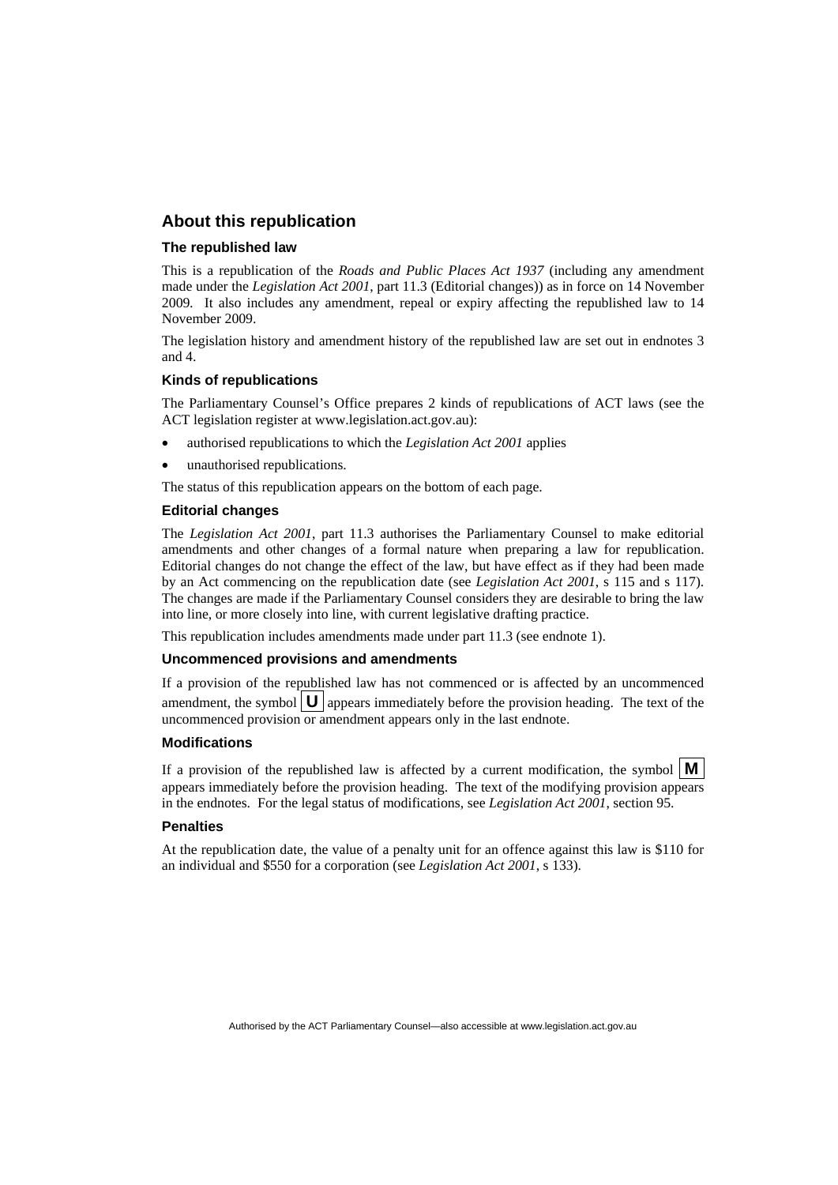## About this republication

### The republished law

This is a republication of the *Roads and Public Places Act 1937* (including any amendment made under the *Legislation Act 2001*, part 11.3 (Editorial changes)) as in force on 14 November 2009*.* It also includes any amendment, repeal or expiry affecting the republished law to 14 November 2009.

The legislation history and amendment history of the republished law are set out in endnotes 3 and 4.

### Kinds of republications

The Parliamentary Counsel's Office prepares 2 kinds of republications of ACT laws (see the ACT legislation register at www.legislation.act.gov.au):

- authorised republications to which the *Legislation Act 2001* applies
- unauthorised republications.

The status of this republication appears on the bottom of each page.

### Editorial changes

The *Legislation Act 2001*, part 11.3 authorises the Parliamentary Counsel to make editorial amendments and other changes of a formal nature when preparing a law for republication. Editorial changes do not change the effect of the law, but have effect as if they had been made by an Act commencing on the republication date (see *Legislation Act 2001*, s 115 and s 117). The changes are made if the Parliamentary Counsel considers they are desirable to bring the law into line, or more closely into line, with current legislative drafting practice.

This republication includes amendments made under part 11.3 (see endnote 1).

### Uncommenced provisions and amendments

If a provision of the republished law has not commenced or is affected by an uncommenced amendment, the symbol **U** appears immediately before the provision heading. The text of the uncommenced provision or amendment appears only in the last endnote.

### Modifications

If a provision of the republished law is affected by a current modification, the symbol **M** appears immediately before the provision heading. The text of the modifying provision appears in the endnotes. For the legal status of modifications, see *Legislation Act 2001*, section 95.

### Penalties

At the republication date, the value of a penalty unit for an offence against this law is $110 for an individual and $550 for a corporation (see *Legislation Act 2001*, s 133).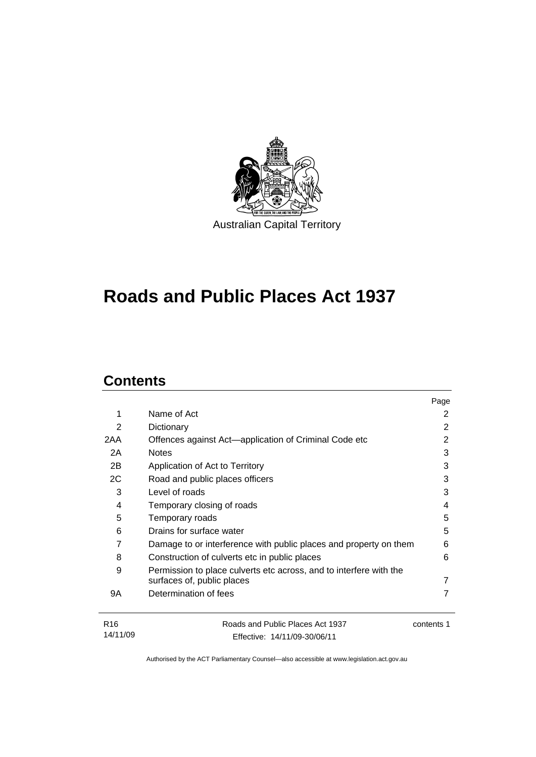Australian Capital Territory

# Roads and Public Places Act 1937

## Contents

| | | Page |
|---|---|---|
| 1 | Name of Act | 2 |
| 2 | Dictionary | 2 |
| 2AA | Offences against Act—application of Criminal Code etc | 2 |
| 2A | Notes | 3 |
| 2B | Application of Act to Territory | 3 |
| 2C | Road and public places officers | 3 |
| 3 | Level of roads | 3 |
| 4 | Temporary closing of roads | 4 |
| 5 | Temporary roads | 5 |
| 6 | Drains for surface water | 5 |
| 7 | Damage to or interference with public places and property on them | 6 |
| 8 | Construction of culverts etc in public places | 6 |
| 9 | Permission to place culverts etc across, and to interfere with the surfaces of, public places | 7 |
| 9A | Determination of fees | 7 |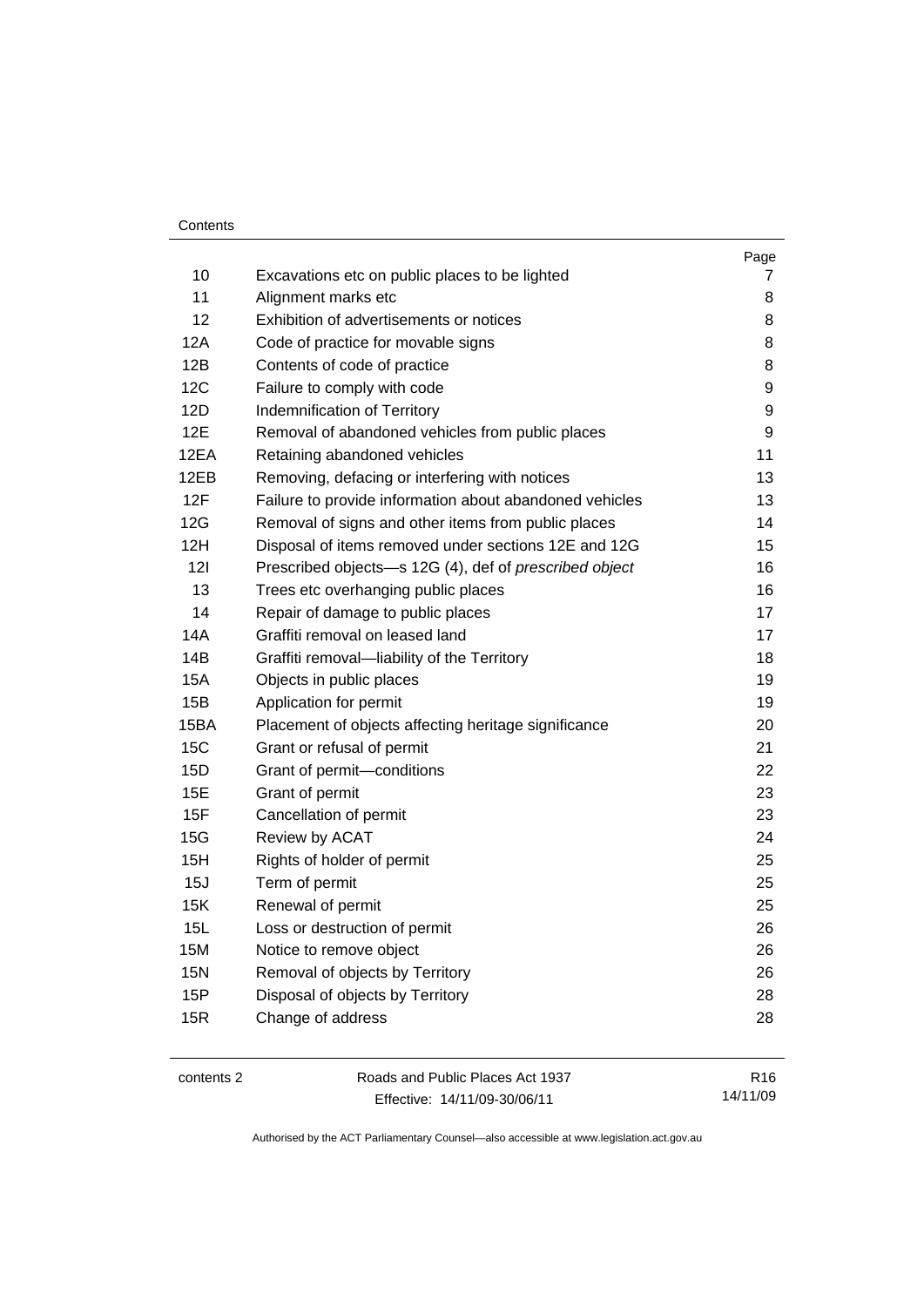| | | Page |
|---|---|---|
| 10 | Excavations etc on public places to be lighted | 7 |
| 11 | Alignment marks etc | 8 |
| 12 | Exhibition of advertisements or notices | 8 |
| 12A | Code of practice for movable signs | 8 |
| 12B | Contents of code of practice | 8 |
| 12C | Failure to comply with code | 9 |
| 12D | Indemnification of Territory | 9 |
| 12E | Removal of abandoned vehicles from public places | 9 |
| 12EA | Retaining abandoned vehicles | 11 |
| 12EB | Removing, defacing or interfering with notices | 13 |
| 12F | Failure to provide information about abandoned vehicles | 13 |
| 12G | Removal of signs and other items from public places | 14 |
| 12H | Disposal of items removed under sections 12E and 12G | 15 |
| 12I | Prescribed objects—s 12G (4), def of *prescribed object* | 16 |
| 13 | Trees etc overhanging public places | 16 |
| 14 | Repair of damage to public places | 17 |
| 14A | Graffiti removal on leased land | 17 |
| 14B | Graffiti removal—liability of the Territory | 18 |
| 15A | Objects in public places | 19 |
| 15B | Application for permit | 19 |
| 15BA | Placement of objects affecting heritage significance | 20 |
| 15C | Grant or refusal of permit | 21 |
| 15D | Grant of permit—conditions | 22 |
| 15E | Grant of permit | 23 |
| 15F | Cancellation of permit | 23 |
| 15G | Review by ACAT | 24 |
| 15H | Rights of holder of permit | 25 |
| 15J | Term of permit | 25 |
| 15K | Renewal of permit | 25 |
| 15L | Loss or destruction of permit | 26 |
| 15M | Notice to remove object | 26 |
| 15N | Removal of objects by Territory | 26 |
| 15P | Disposal of objects by Territory | 28 |
| 15R | Change of address | 28 |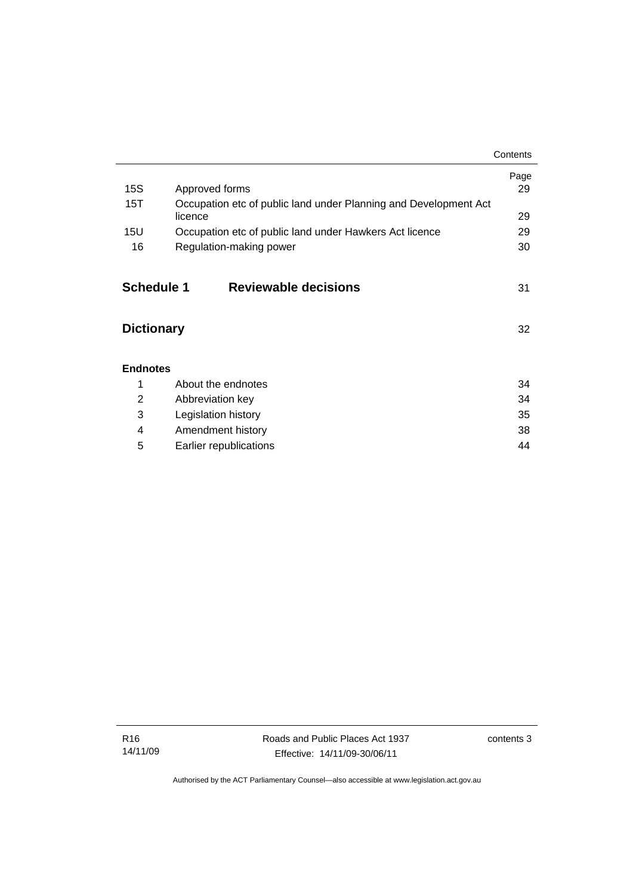| | | Page |
|---|---|---|
| 15S | Approved forms | 29 |
| 15T | Occupation etc of public land under Planning and Development Act licence | 29 |
| 15U | Occupation etc of public land under Hawkers Act licence | 29 |
| 16 | Regulation-making power | 30 |

**Schedule 1 Reviewable decisions** 31

**Dictionary** 32

**Endnotes**

| | | |
|---|---|---|
| 1 | About the endnotes | 34 |
| 2 | Abbreviation key | 34 |
| 3 | Legislation history | 35 |
| 4 | Amendment history | 38 |
| 5 | Earlier republications | 44 |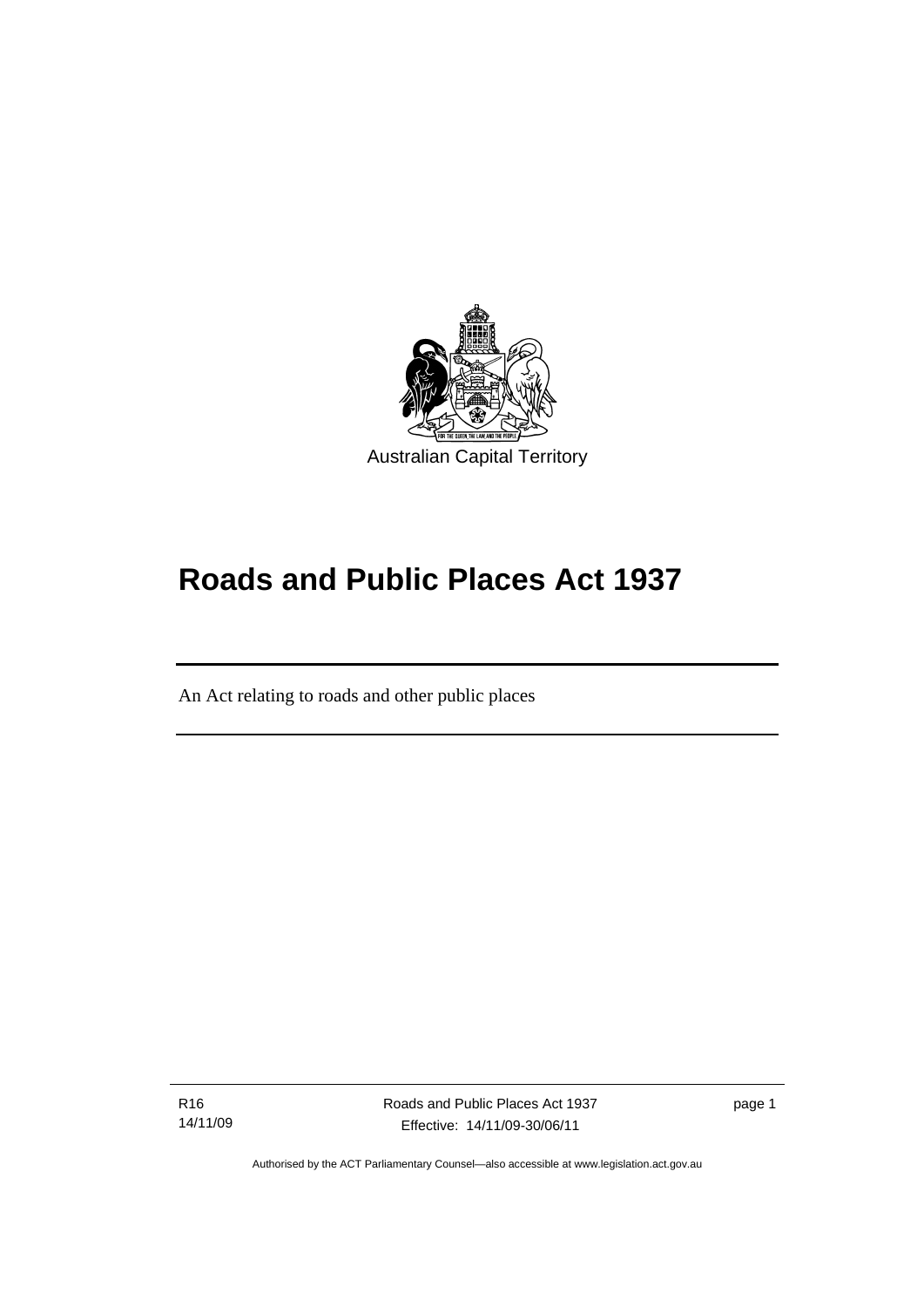Australian Capital Territory

# Roads and Public Places Act 1937

An Act relating to roads and other public places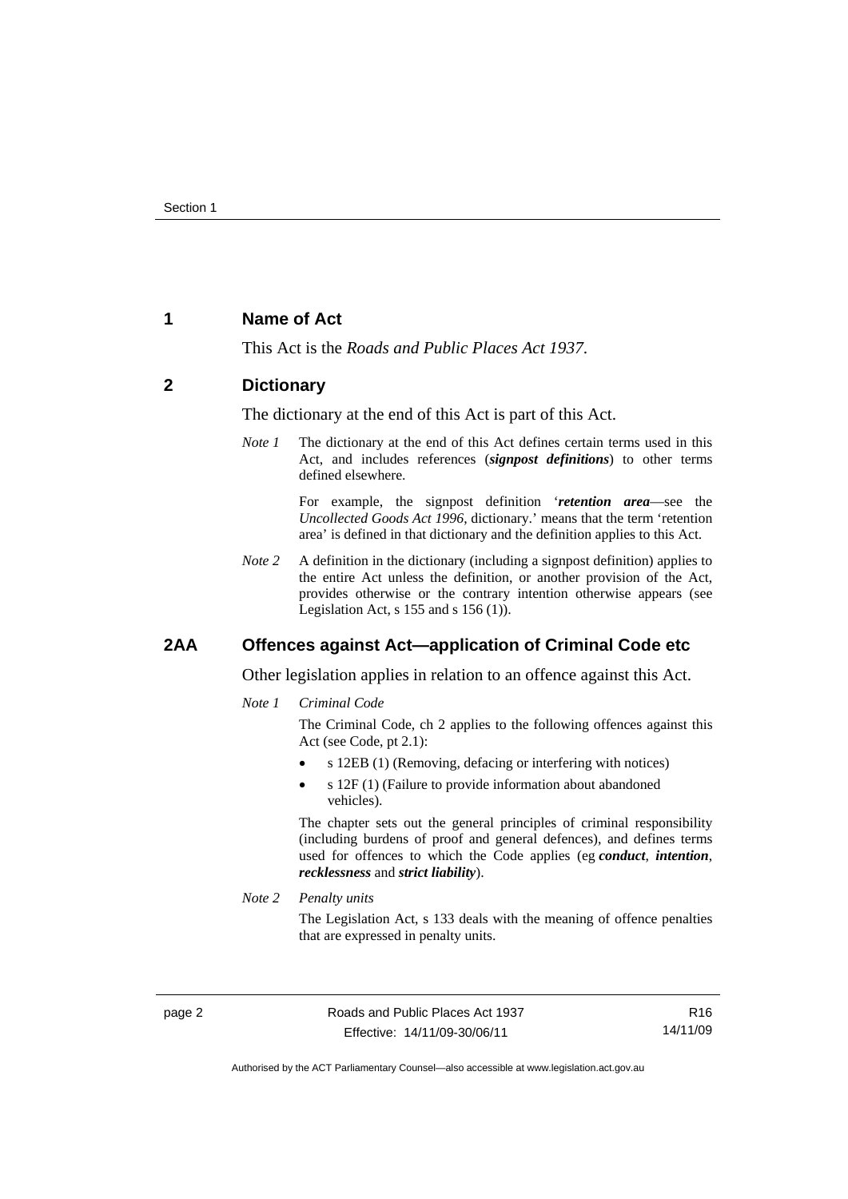## 1 Name of Act

This Act is the *Roads and Public Places Act 1937*.

## 2 Dictionary

The dictionary at the end of this Act is part of this Act.

*Note 1* The dictionary at the end of this Act defines certain terms used in this Act, and includes references (***signpost definitions***) to other terms defined elsewhere.

For example, the signpost definition '***retention area***—see the *Uncollected Goods Act 1996*, dictionary.' means that the term 'retention area' is defined in that dictionary and the definition applies to this Act.

*Note 2* A definition in the dictionary (including a signpost definition) applies to the entire Act unless the definition, or another provision of the Act, provides otherwise or the contrary intention otherwise appears (see Legislation Act, s 155 and s 156 (1)).

## 2AA Offences against Act—application of Criminal Code etc

Other legislation applies in relation to an offence against this Act.

*Note 1* *Criminal Code*

The Criminal Code, ch 2 applies to the following offences against this Act (see Code, pt 2.1):

- s 12EB (1) (Removing, defacing or interfering with notices)
- s 12F (1) (Failure to provide information about abandoned vehicles).

The chapter sets out the general principles of criminal responsibility (including burdens of proof and general defences), and defines terms used for offences to which the Code applies (eg ***conduct***, ***intention***, ***recklessness*** and ***strict liability***).

*Note 2* *Penalty units*

The Legislation Act, s 133 deals with the meaning of offence penalties that are expressed in penalty units.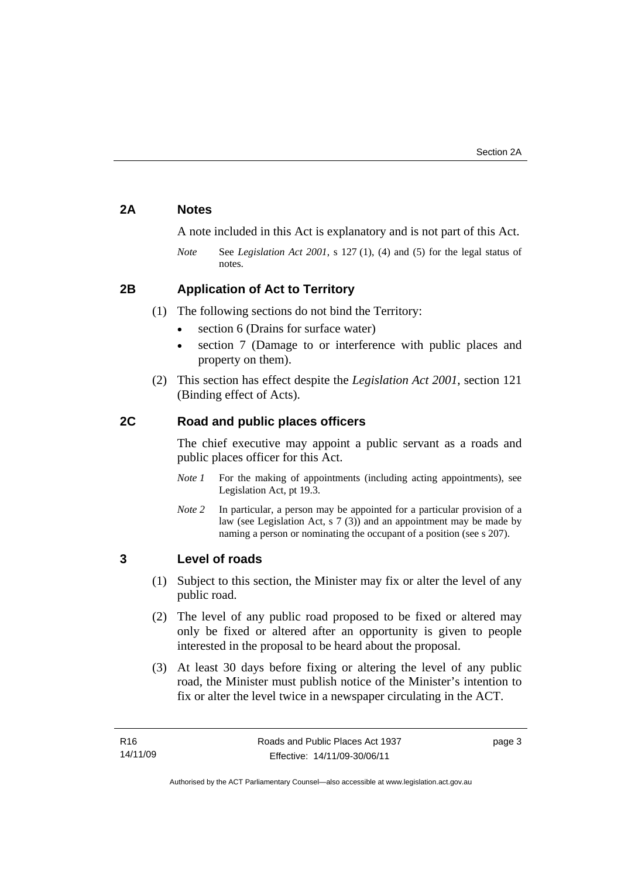## 2A Notes

A note included in this Act is explanatory and is not part of this Act.

*Note* See *Legislation Act 2001*, s 127 (1), (4) and (5) for the legal status of notes.

## 2B Application of Act to Territory

(1) The following sections do not bind the Territory:

- section 6 (Drains for surface water)
- section 7 (Damage to or interference with public places and property on them).

(2) This section has effect despite the *Legislation Act 2001*, section 121 (Binding effect of Acts).

## 2C Road and public places officers

The chief executive may appoint a public servant as a roads and public places officer for this Act.

*Note 1* For the making of appointments (including acting appointments), see Legislation Act, pt 19.3.

*Note 2* In particular, a person may be appointed for a particular provision of a law (see Legislation Act, s 7 (3)) and an appointment may be made by naming a person or nominating the occupant of a position (see s 207).

## 3 Level of roads

(1) Subject to this section, the Minister may fix or alter the level of any public road.

(2) The level of any public road proposed to be fixed or altered may only be fixed or altered after an opportunity is given to people interested in the proposal to be heard about the proposal.

(3) At least 30 days before fixing or altering the level of any public road, the Minister must publish notice of the Minister's intention to fix or alter the level twice in a newspaper circulating in the ACT.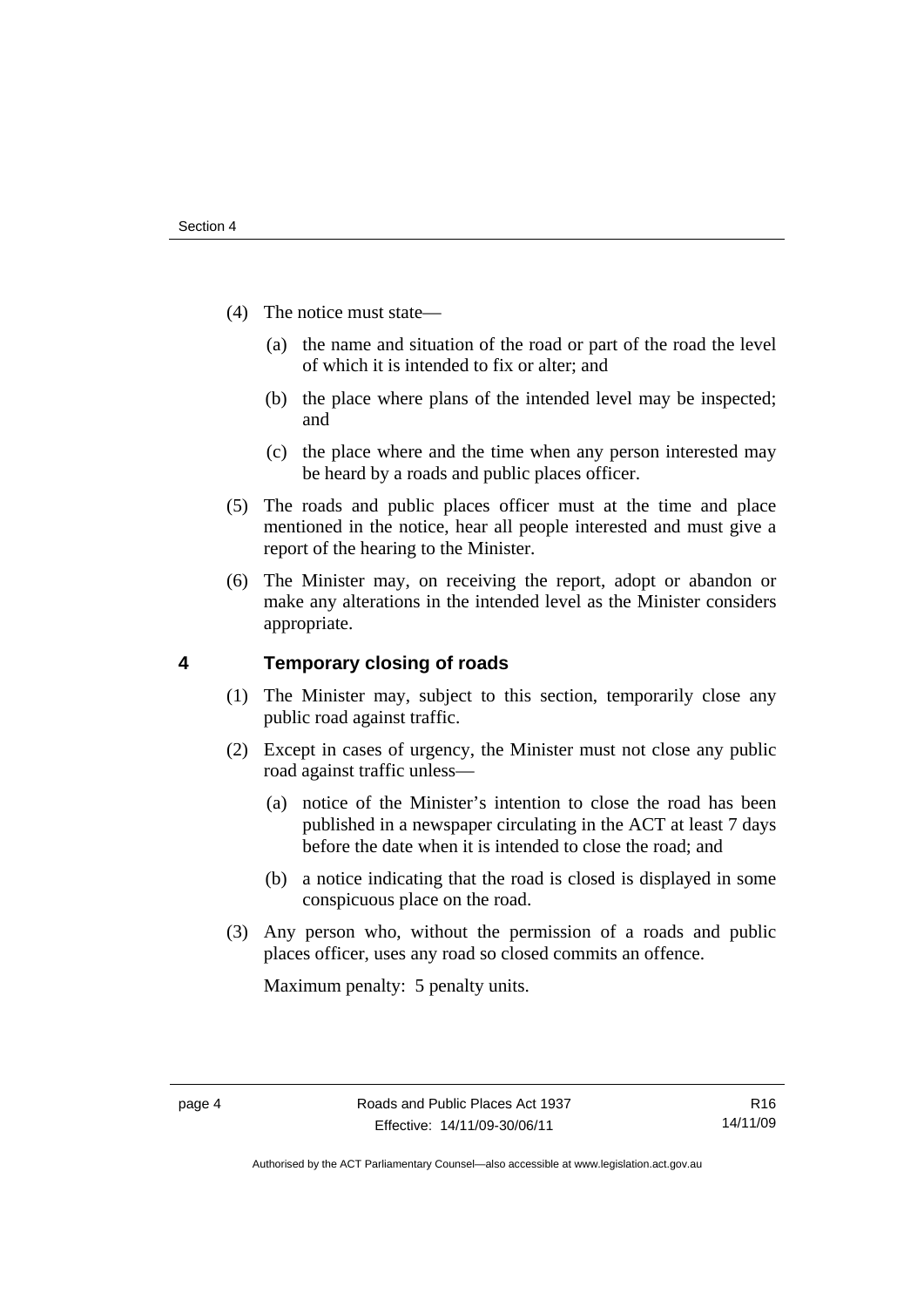(4) The notice must state—

  (a) the name and situation of the road or part of the road the level of which it is intended to fix or alter; and

  (b) the place where plans of the intended level may be inspected; and

  (c) the place where and the time when any person interested may be heard by a roads and public places officer.

(5) The roads and public places officer must at the time and place mentioned in the notice, hear all people interested and must give a report of the hearing to the Minister.

(6) The Minister may, on receiving the report, adopt or abandon or make any alterations in the intended level as the Minister considers appropriate.

## 4 Temporary closing of roads

(1) The Minister may, subject to this section, temporarily close any public road against traffic.

(2) Except in cases of urgency, the Minister must not close any public road against traffic unless—

  (a) notice of the Minister's intention to close the road has been published in a newspaper circulating in the ACT at least 7 days before the date when it is intended to close the road; and

  (b) a notice indicating that the road is closed is displayed in some conspicuous place on the road.

(3) Any person who, without the permission of a roads and public places officer, uses any road so closed commits an offence.

Maximum penalty: 5 penalty units.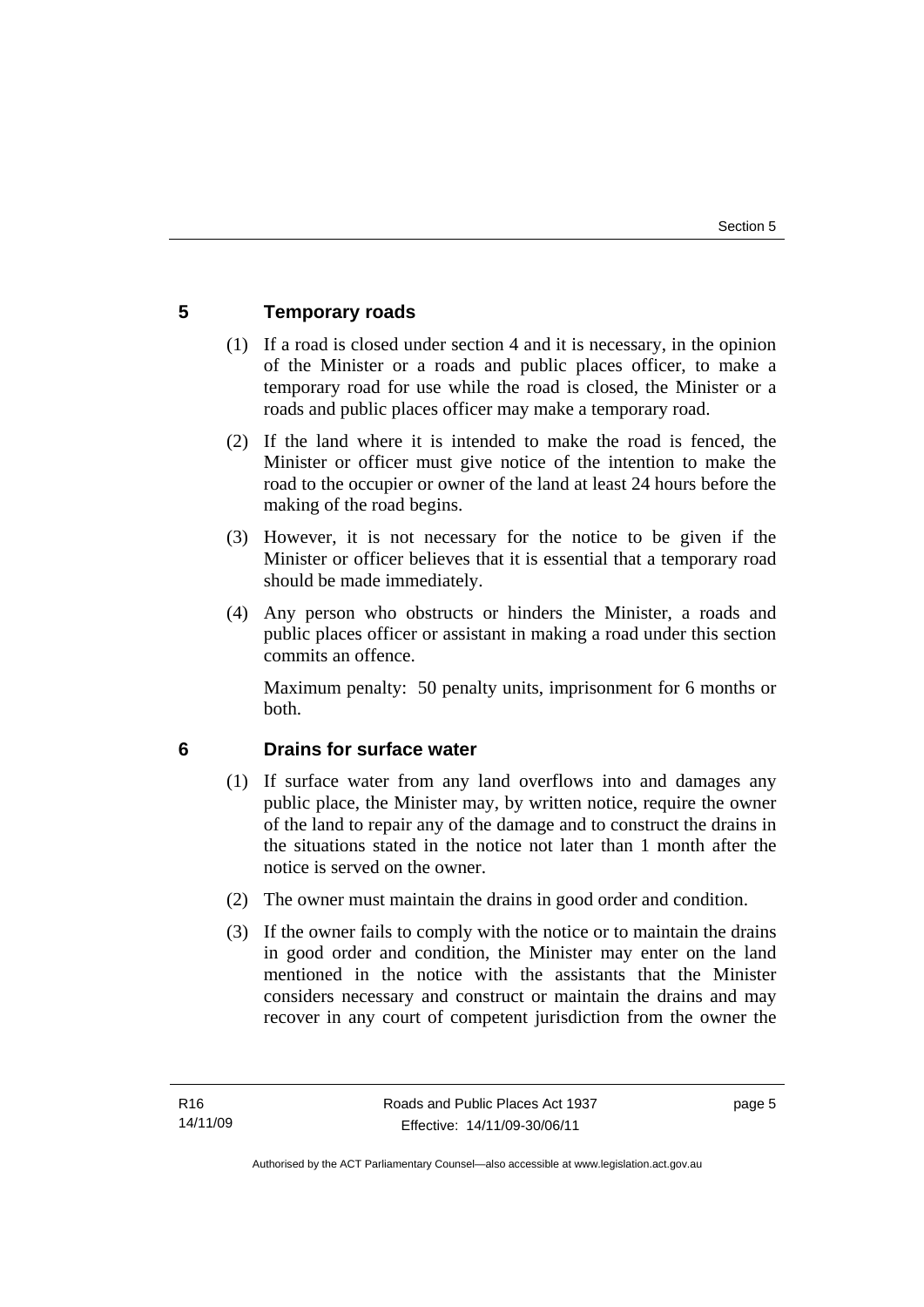## 5 Temporary roads

(1) If a road is closed under section 4 and it is necessary, in the opinion of the Minister or a roads and public places officer, to make a temporary road for use while the road is closed, the Minister or a roads and public places officer may make a temporary road.

(2) If the land where it is intended to make the road is fenced, the Minister or officer must give notice of the intention to make the road to the occupier or owner of the land at least 24 hours before the making of the road begins.

(3) However, it is not necessary for the notice to be given if the Minister or officer believes that it is essential that a temporary road should be made immediately.

(4) Any person who obstructs or hinders the Minister, a roads and public places officer or assistant in making a road under this section commits an offence.

Maximum penalty: 50 penalty units, imprisonment for 6 months or both.

## 6 Drains for surface water

(1) If surface water from any land overflows into and damages any public place, the Minister may, by written notice, require the owner of the land to repair any of the damage and to construct the drains in the situations stated in the notice not later than 1 month after the notice is served on the owner.

(2) The owner must maintain the drains in good order and condition.

(3) If the owner fails to comply with the notice or to maintain the drains in good order and condition, the Minister may enter on the land mentioned in the notice with the assistants that the Minister considers necessary and construct or maintain the drains and may recover in any court of competent jurisdiction from the owner the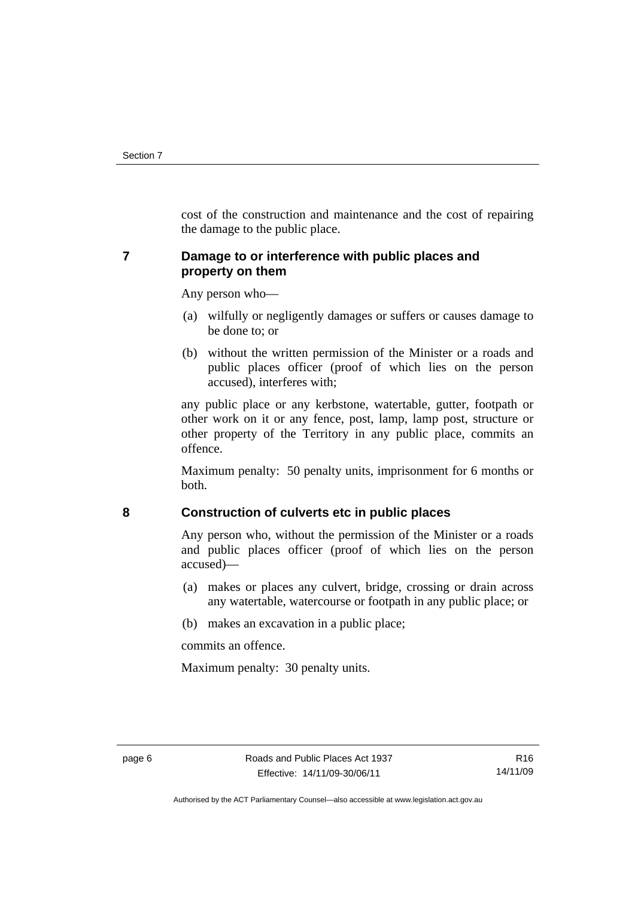cost of the construction and maintenance and the cost of repairing the damage to the public place.

## 7 Damage to or interference with public places and property on them

Any person who—

(a) wilfully or negligently damages or suffers or causes damage to be done to; or

(b) without the written permission of the Minister or a roads and public places officer (proof of which lies on the person accused), interferes with;

any public place or any kerbstone, watertable, gutter, footpath or other work on it or any fence, post, lamp, lamp post, structure or other property of the Territory in any public place, commits an offence.

Maximum penalty: 50 penalty units, imprisonment for 6 months or both.

## 8 Construction of culverts etc in public places

Any person who, without the permission of the Minister or a roads and public places officer (proof of which lies on the person accused)—

(a) makes or places any culvert, bridge, crossing or drain across any watertable, watercourse or footpath in any public place; or

(b) makes an excavation in a public place;

commits an offence.

Maximum penalty: 30 penalty units.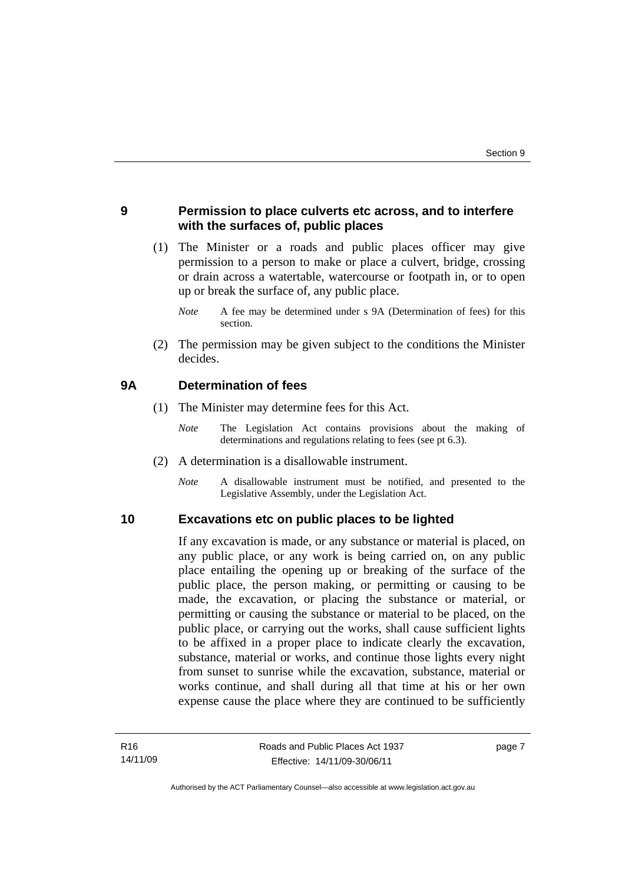## 9 Permission to place culverts etc across, and to interfere with the surfaces of, public places

(1) The Minister or a roads and public places officer may give permission to a person to make or place a culvert, bridge, crossing or drain across a watertable, watercourse or footpath in, or to open up or break the surface of, any public place.

*Note* A fee may be determined under s 9A (Determination of fees) for this section.

(2) The permission may be given subject to the conditions the Minister decides.

## 9A Determination of fees

(1) The Minister may determine fees for this Act.

*Note* The Legislation Act contains provisions about the making of determinations and regulations relating to fees (see pt 6.3).

(2) A determination is a disallowable instrument.

*Note* A disallowable instrument must be notified, and presented to the Legislative Assembly, under the Legislation Act.

## 10 Excavations etc on public places to be lighted

If any excavation is made, or any substance or material is placed, on any public place, or any work is being carried on, on any public place entailing the opening up or breaking of the surface of the public place, the person making, or permitting or causing to be made, the excavation, or placing the substance or material, or permitting or causing the substance or material to be placed, on the public place, or carrying out the works, shall cause sufficient lights to be affixed in a proper place to indicate clearly the excavation, substance, material or works, and continue those lights every night from sunset to sunrise while the excavation, substance, material or works continue, and shall during all that time at his or her own expense cause the place where they are continued to be sufficiently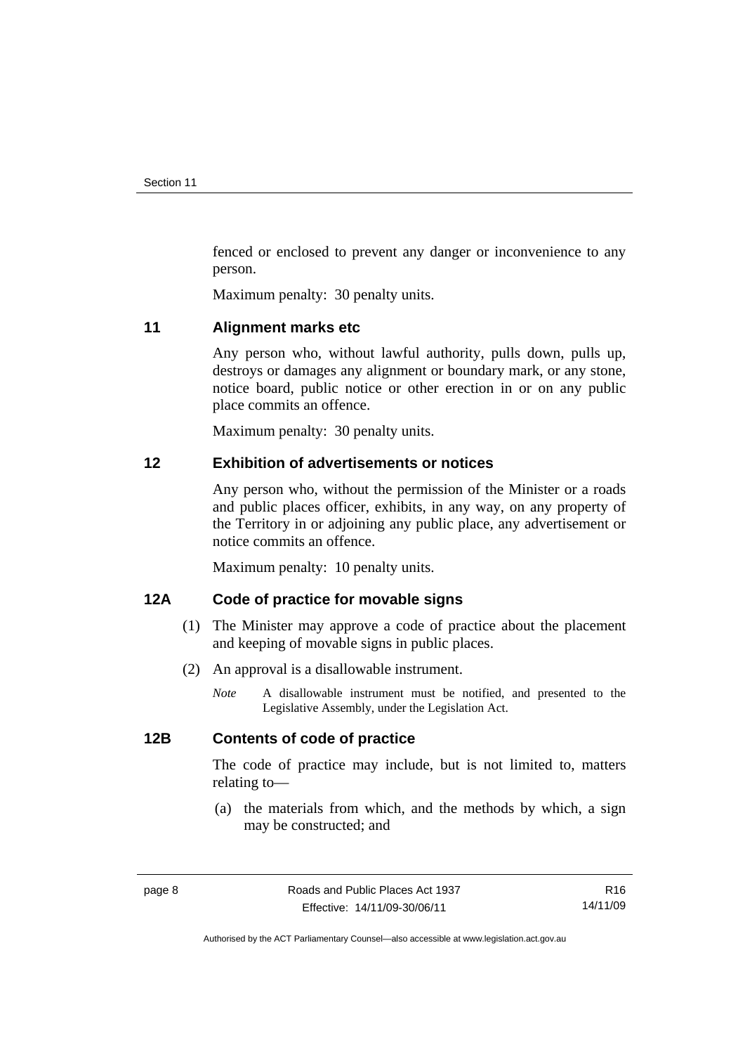fenced or enclosed to prevent any danger or inconvenience to any person.

Maximum penalty: 30 penalty units.

## 11 Alignment marks etc

Any person who, without lawful authority, pulls down, pulls up, destroys or damages any alignment or boundary mark, or any stone, notice board, public notice or other erection in or on any public place commits an offence.

Maximum penalty: 30 penalty units.

## 12 Exhibition of advertisements or notices

Any person who, without the permission of the Minister or a roads and public places officer, exhibits, in any way, on any property of the Territory in or adjoining any public place, any advertisement or notice commits an offence.

Maximum penalty: 10 penalty units.

## 12A Code of practice for movable signs

(1) The Minister may approve a code of practice about the placement and keeping of movable signs in public places.

(2) An approval is a disallowable instrument.

*Note* A disallowable instrument must be notified, and presented to the Legislative Assembly, under the Legislation Act.

## 12B Contents of code of practice

The code of practice may include, but is not limited to, matters relating to—

(a) the materials from which, and the methods by which, a sign may be constructed; and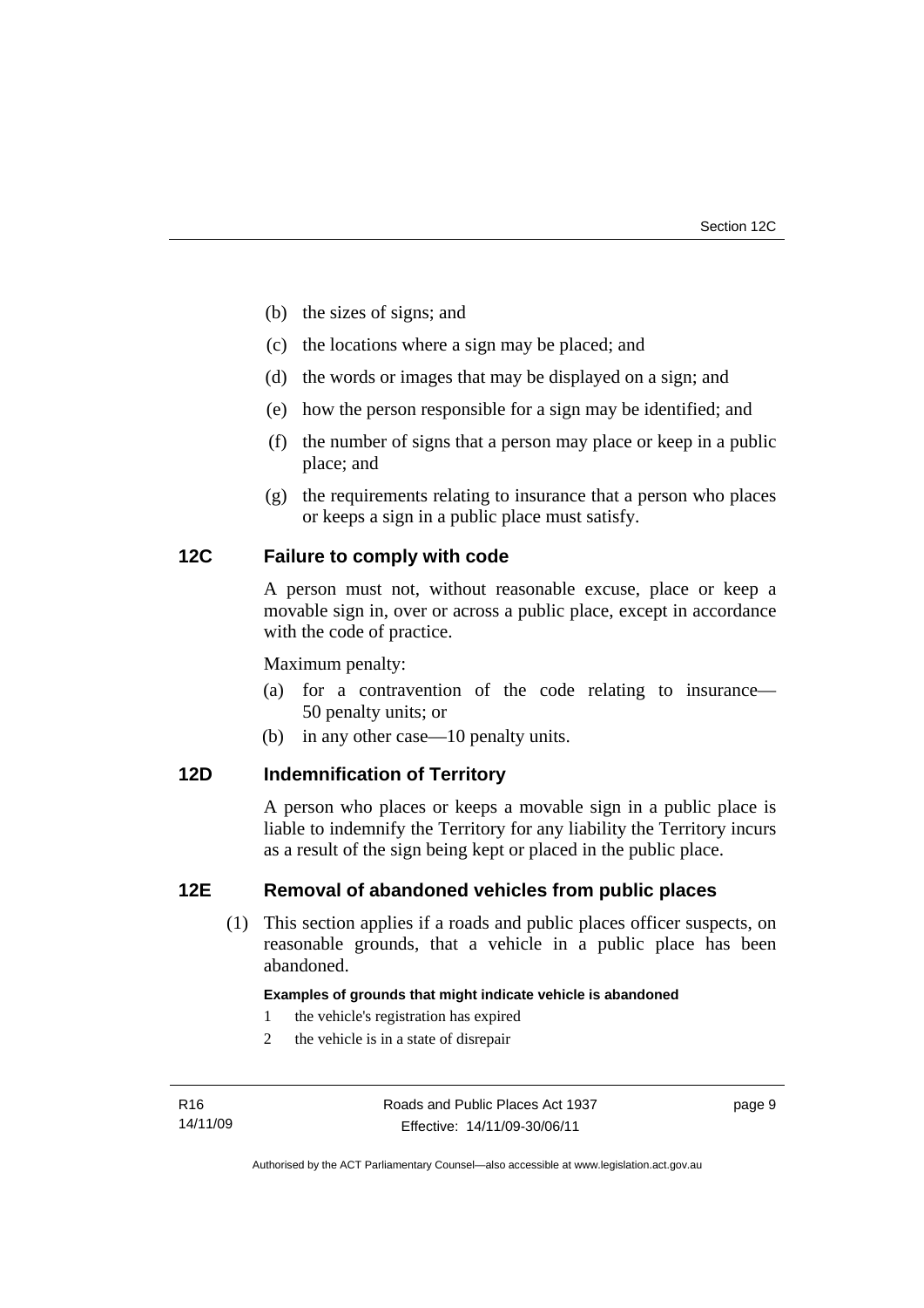(b) the sizes of signs; and

(c) the locations where a sign may be placed; and

(d) the words or images that may be displayed on a sign; and

(e) how the person responsible for a sign may be identified; and

(f) the number of signs that a person may place or keep in a public place; and

(g) the requirements relating to insurance that a person who places or keeps a sign in a public place must satisfy.

## 12C Failure to comply with code

A person must not, without reasonable excuse, place or keep a movable sign in, over or across a public place, except in accordance with the code of practice.

Maximum penalty:

(a) for a contravention of the code relating to insurance—50 penalty units; or

(b) in any other case—10 penalty units.

## 12D Indemnification of Territory

A person who places or keeps a movable sign in a public place is liable to indemnify the Territory for any liability the Territory incurs as a result of the sign being kept or placed in the public place.

## 12E Removal of abandoned vehicles from public places

(1) This section applies if a roads and public places officer suspects, on reasonable grounds, that a vehicle in a public place has been abandoned.

**Examples of grounds that might indicate vehicle is abandoned**

1 the vehicle's registration has expired

2 the vehicle is in a state of disrepair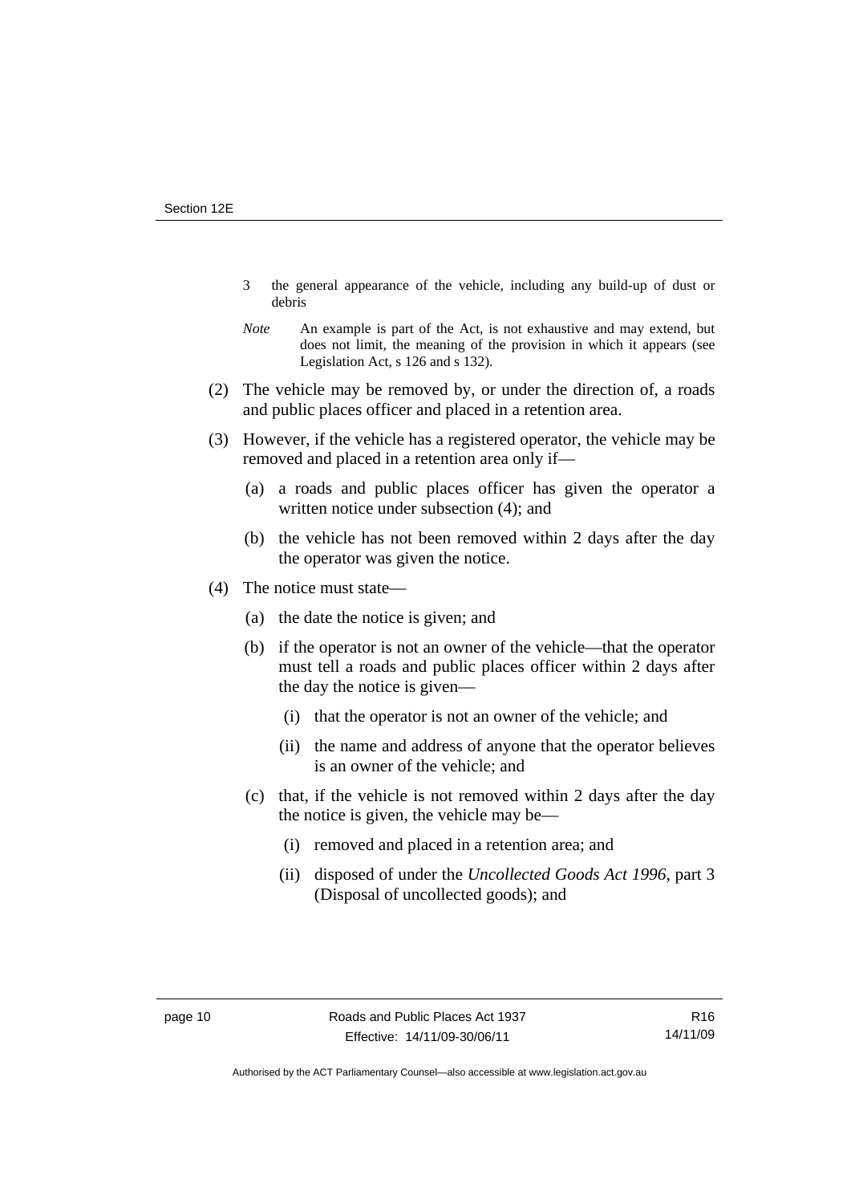3 the general appearance of the vehicle, including any build-up of dust or debris

*Note* An example is part of the Act, is not exhaustive and may extend, but does not limit, the meaning of the provision in which it appears (see Legislation Act, s 126 and s 132).

(2) The vehicle may be removed by, or under the direction of, a roads and public places officer and placed in a retention area.

(3) However, if the vehicle has a registered operator, the vehicle may be removed and placed in a retention area only if—

(a) a roads and public places officer has given the operator a written notice under subsection (4); and

(b) the vehicle has not been removed within 2 days after the day the operator was given the notice.

(4) The notice must state—

(a) the date the notice is given; and

(b) if the operator is not an owner of the vehicle—that the operator must tell a roads and public places officer within 2 days after the day the notice is given—

(i) that the operator is not an owner of the vehicle; and

(ii) the name and address of anyone that the operator believes is an owner of the vehicle; and

(c) that, if the vehicle is not removed within 2 days after the day the notice is given, the vehicle may be—

(i) removed and placed in a retention area; and

(ii) disposed of under the *Uncollected Goods Act 1996*, part 3 (Disposal of uncollected goods); and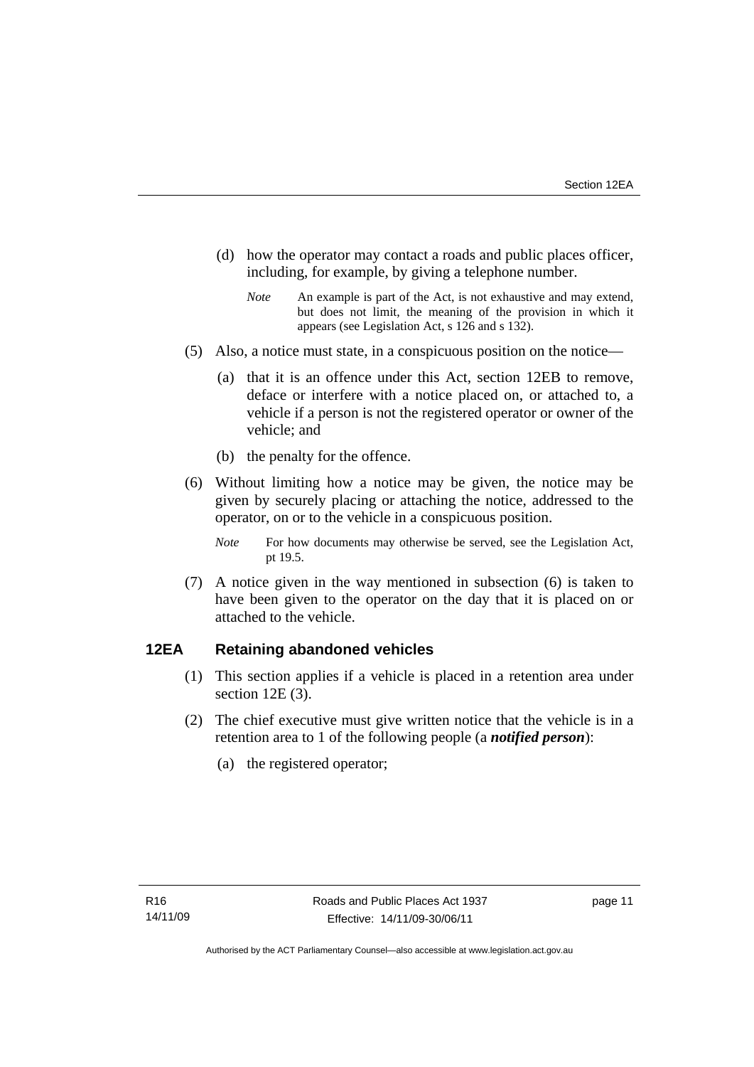(d) how the operator may contact a roads and public places officer, including, for example, by giving a telephone number.

*Note* An example is part of the Act, is not exhaustive and may extend, but does not limit, the meaning of the provision in which it appears (see Legislation Act, s 126 and s 132).

(5) Also, a notice must state, in a conspicuous position on the notice—

(a) that it is an offence under this Act, section 12EB to remove, deface or interfere with a notice placed on, or attached to, a vehicle if a person is not the registered operator or owner of the vehicle; and

(b) the penalty for the offence.

(6) Without limiting how a notice may be given, the notice may be given by securely placing or attaching the notice, addressed to the operator, on or to the vehicle in a conspicuous position.

*Note* For how documents may otherwise be served, see the Legislation Act, pt 19.5.

(7) A notice given in the way mentioned in subsection (6) is taken to have been given to the operator on the day that it is placed on or attached to the vehicle.

## 12EA Retaining abandoned vehicles

(1) This section applies if a vehicle is placed in a retention area under section 12E (3).

(2) The chief executive must give written notice that the vehicle is in a retention area to 1 of the following people (a ***notified person***):

(a) the registered operator;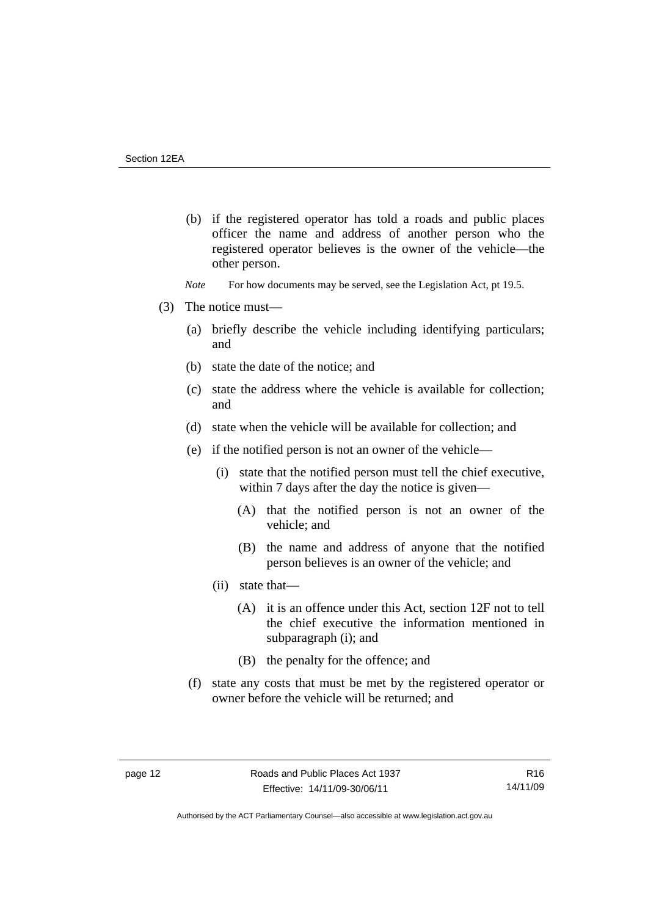(b) if the registered operator has told a roads and public places officer the name and address of another person who the registered operator believes is the owner of the vehicle—the other person.

*Note* For how documents may be served, see the Legislation Act, pt 19.5.

(3) The notice must—

(a) briefly describe the vehicle including identifying particulars; and

(b) state the date of the notice; and

(c) state the address where the vehicle is available for collection; and

(d) state when the vehicle will be available for collection; and

(e) if the notified person is not an owner of the vehicle—

(i) state that the notified person must tell the chief executive, within 7 days after the day the notice is given—

(A) that the notified person is not an owner of the vehicle; and

(B) the name and address of anyone that the notified person believes is an owner of the vehicle; and

(ii) state that—

(A) it is an offence under this Act, section 12F not to tell the chief executive the information mentioned in subparagraph (i); and

(B) the penalty for the offence; and

(f) state any costs that must be met by the registered operator or owner before the vehicle will be returned; and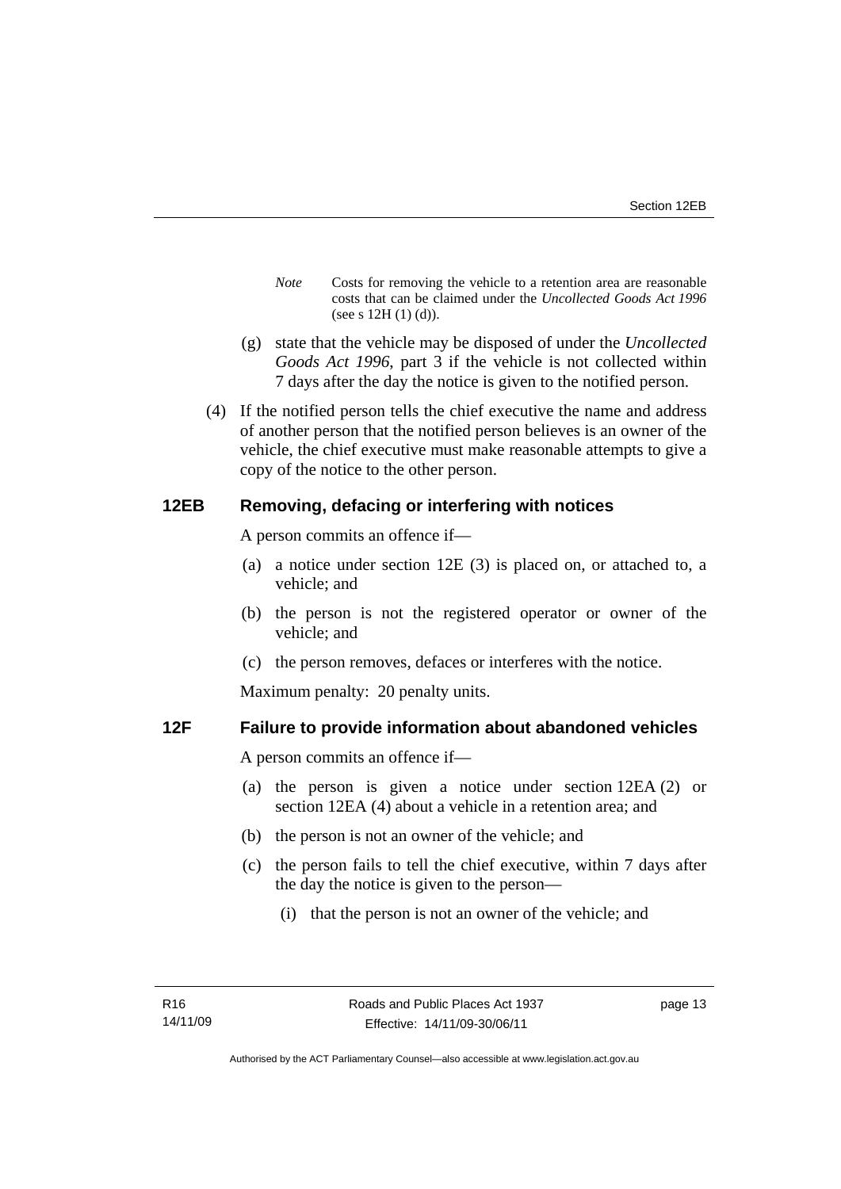*Note* Costs for removing the vehicle to a retention area are reasonable costs that can be claimed under the *Uncollected Goods Act 1996* (see s 12H (1) (d)).

(g) state that the vehicle may be disposed of under the *Uncollected Goods Act 1996*, part 3 if the vehicle is not collected within 7 days after the day the notice is given to the notified person.

(4) If the notified person tells the chief executive the name and address of another person that the notified person believes is an owner of the vehicle, the chief executive must make reasonable attempts to give a copy of the notice to the other person.

### 12EB Removing, defacing or interfering with notices

A person commits an offence if—

(a) a notice under section 12E (3) is placed on, or attached to, a vehicle; and

(b) the person is not the registered operator or owner of the vehicle; and

(c) the person removes, defaces or interferes with the notice.

Maximum penalty: 20 penalty units.

### 12F Failure to provide information about abandoned vehicles

A person commits an offence if—

(a) the person is given a notice under section 12EA (2) or section 12EA (4) about a vehicle in a retention area; and

(b) the person is not an owner of the vehicle; and

(c) the person fails to tell the chief executive, within 7 days after the day the notice is given to the person—

(i) that the person is not an owner of the vehicle; and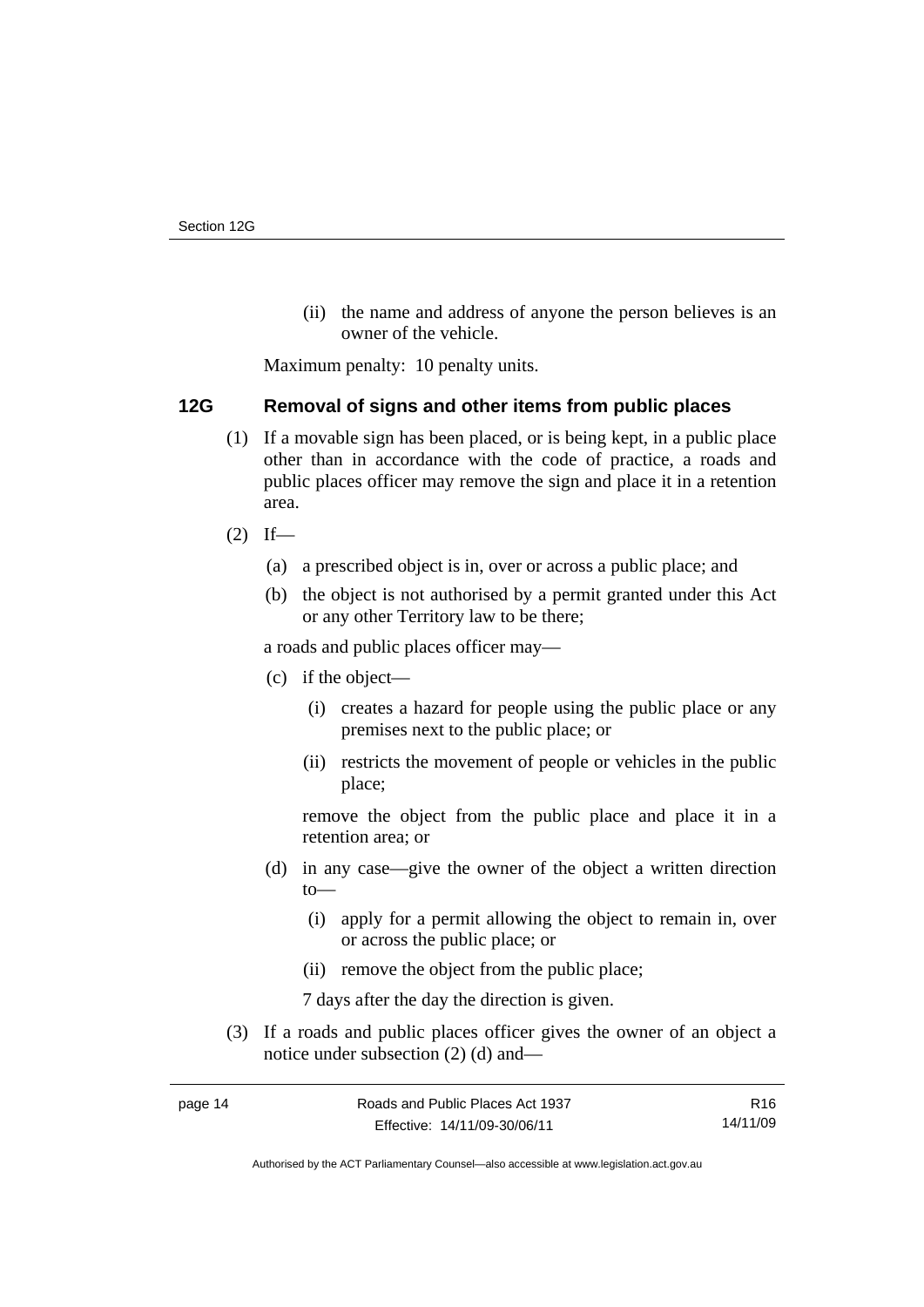(ii) the name and address of anyone the person believes is an owner of the vehicle.

Maximum penalty: 10 penalty units.

### 12G Removal of signs and other items from public places

(1) If a movable sign has been placed, or is being kept, in a public place other than in accordance with the code of practice, a roads and public places officer may remove the sign and place it in a retention area.

(2) If—

(a) a prescribed object is in, over or across a public place; and

(b) the object is not authorised by a permit granted under this Act or any other Territory law to be there;

a roads and public places officer may—

(c) if the object—

(i) creates a hazard for people using the public place or any premises next to the public place; or

(ii) restricts the movement of people or vehicles in the public place;

remove the object from the public place and place it in a retention area; or

(d) in any case—give the owner of the object a written direction to—

(i) apply for a permit allowing the object to remain in, over or across the public place; or

(ii) remove the object from the public place;

7 days after the day the direction is given.

(3) If a roads and public places officer gives the owner of an object a notice under subsection (2) (d) and—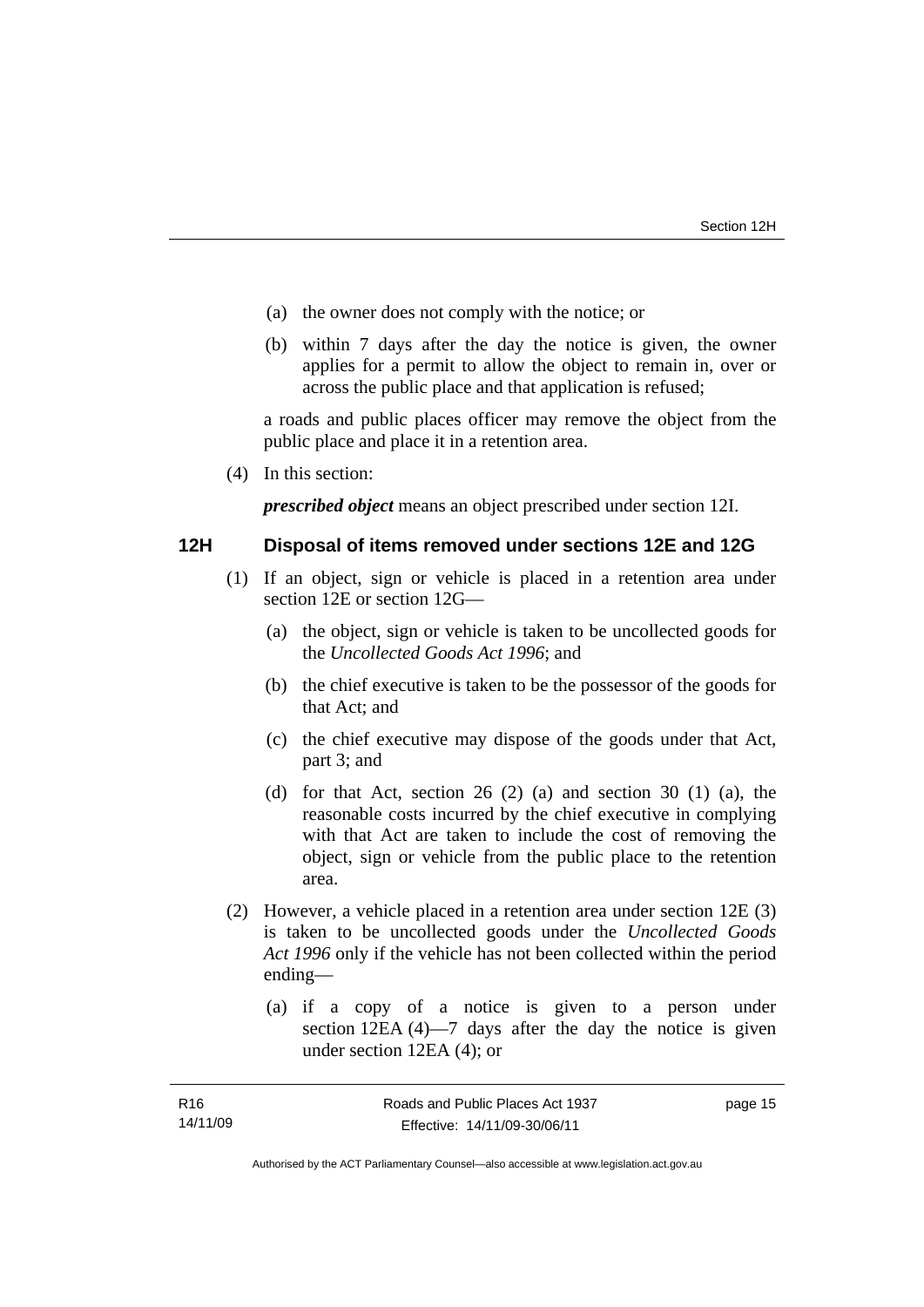(a) the owner does not comply with the notice; or

(b) within 7 days after the day the notice is given, the owner applies for a permit to allow the object to remain in, over or across the public place and that application is refused;

a roads and public places officer may remove the object from the public place and place it in a retention area.

(4) In this section:

***prescribed object*** means an object prescribed under section 12I.

## 12H Disposal of items removed under sections 12E and 12G

(1) If an object, sign or vehicle is placed in a retention area under section 12E or section 12G—

(a) the object, sign or vehicle is taken to be uncollected goods for the *Uncollected Goods Act 1996*; and

(b) the chief executive is taken to be the possessor of the goods for that Act; and

(c) the chief executive may dispose of the goods under that Act, part 3; and

(d) for that Act, section 26 (2) (a) and section 30 (1) (a), the reasonable costs incurred by the chief executive in complying with that Act are taken to include the cost of removing the object, sign or vehicle from the public place to the retention area.

(2) However, a vehicle placed in a retention area under section 12E (3) is taken to be uncollected goods under the *Uncollected Goods Act 1996* only if the vehicle has not been collected within the period ending—

(a) if a copy of a notice is given to a person under section 12EA (4)—7 days after the day the notice is given under section 12EA (4); or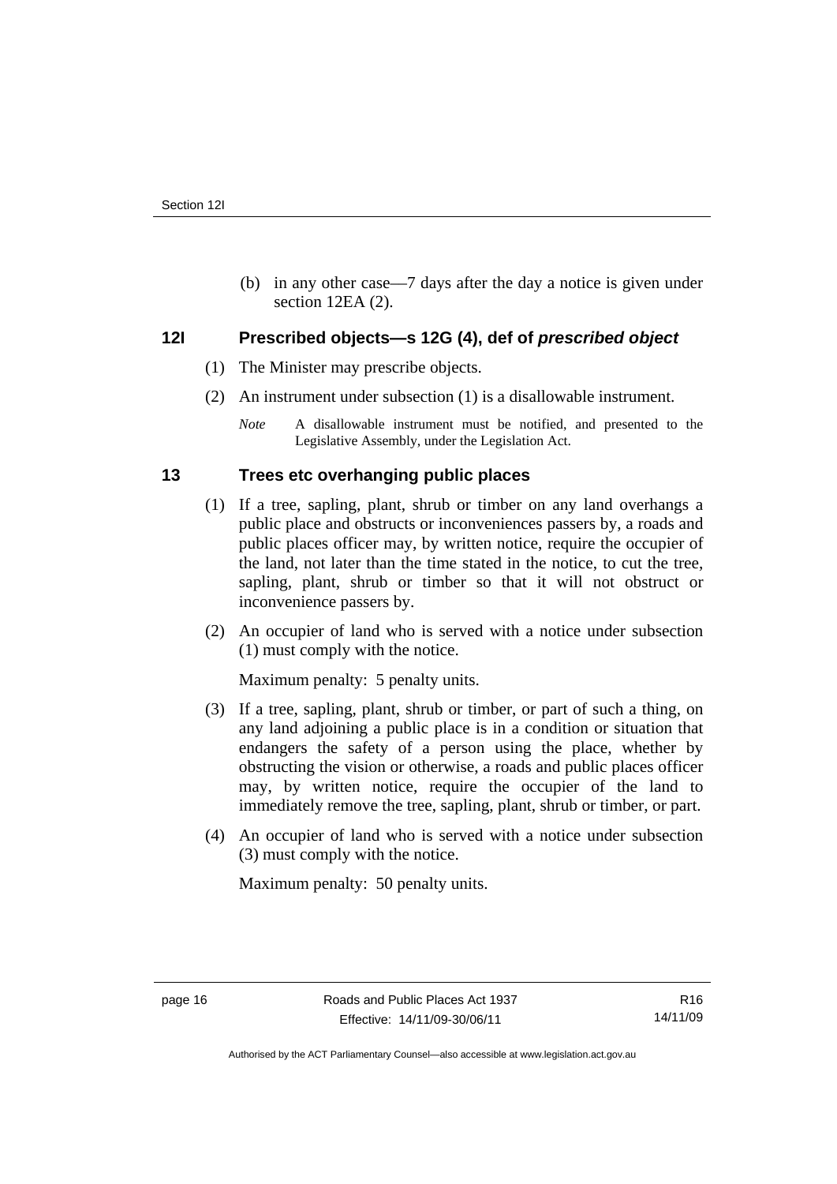(b) in any other case—7 days after the day a notice is given under section 12EA (2).

### 12I Prescribed objects—s 12G (4), def of *prescribed object*

(1) The Minister may prescribe objects.

(2) An instrument under subsection (1) is a disallowable instrument.

*Note* A disallowable instrument must be notified, and presented to the Legislative Assembly, under the Legislation Act.

### 13 Trees etc overhanging public places

(1) If a tree, sapling, plant, shrub or timber on any land overhangs a public place and obstructs or inconveniences passers by, a roads and public places officer may, by written notice, require the occupier of the land, not later than the time stated in the notice, to cut the tree, sapling, plant, shrub or timber so that it will not obstruct or inconvenience passers by.

(2) An occupier of land who is served with a notice under subsection (1) must comply with the notice.

Maximum penalty: 5 penalty units.

(3) If a tree, sapling, plant, shrub or timber, or part of such a thing, on any land adjoining a public place is in a condition or situation that endangers the safety of a person using the place, whether by obstructing the vision or otherwise, a roads and public places officer may, by written notice, require the occupier of the land to immediately remove the tree, sapling, plant, shrub or timber, or part.

(4) An occupier of land who is served with a notice under subsection (3) must comply with the notice.

Maximum penalty: 50 penalty units.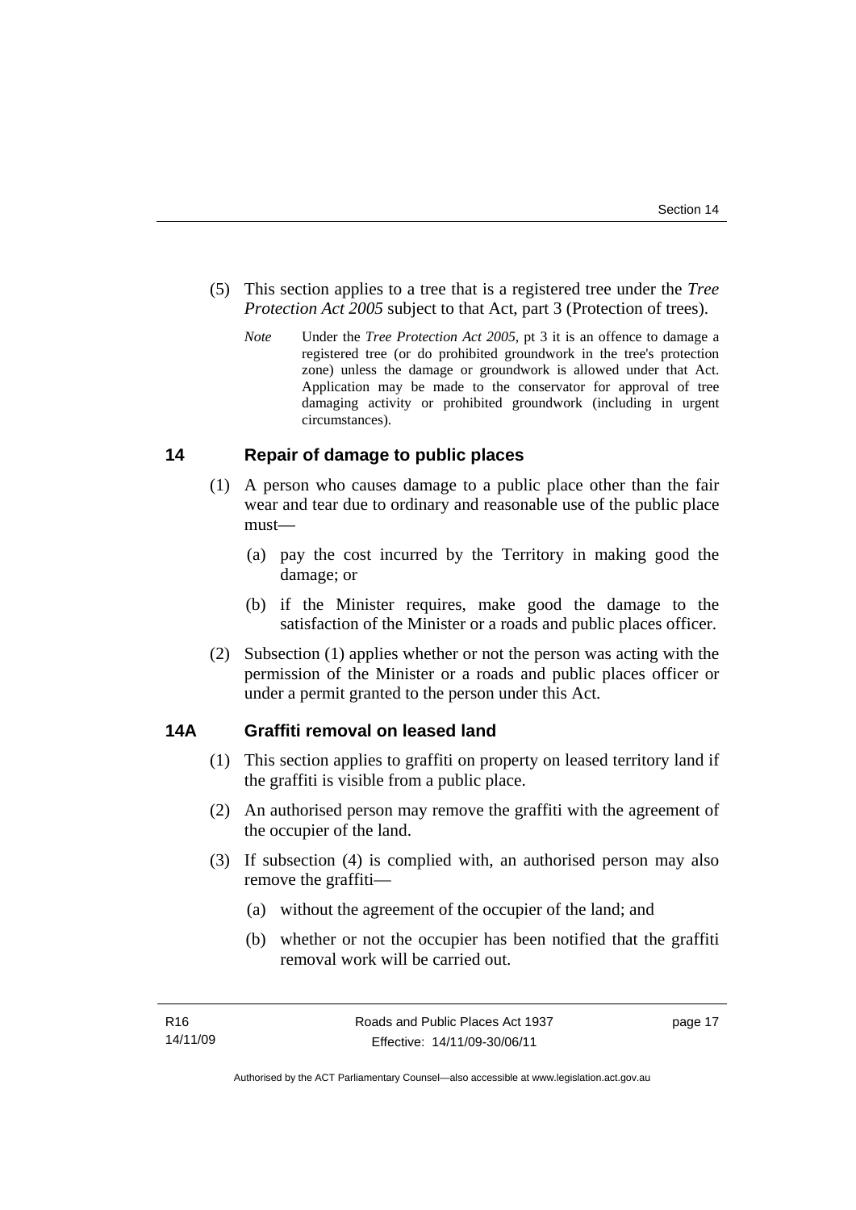(5) This section applies to a tree that is a registered tree under the *Tree Protection Act 2005* subject to that Act, part 3 (Protection of trees).

*Note* Under the *Tree Protection Act 2005*, pt 3 it is an offence to damage a registered tree (or do prohibited groundwork in the tree's protection zone) unless the damage or groundwork is allowed under that Act. Application may be made to the conservator for approval of tree damaging activity or prohibited groundwork (including in urgent circumstances).

## 14 Repair of damage to public places

(1) A person who causes damage to a public place other than the fair wear and tear due to ordinary and reasonable use of the public place must—

(a) pay the cost incurred by the Territory in making good the damage; or

(b) if the Minister requires, make good the damage to the satisfaction of the Minister or a roads and public places officer.

(2) Subsection (1) applies whether or not the person was acting with the permission of the Minister or a roads and public places officer or under a permit granted to the person under this Act.

## 14A Graffiti removal on leased land

(1) This section applies to graffiti on property on leased territory land if the graffiti is visible from a public place.

(2) An authorised person may remove the graffiti with the agreement of the occupier of the land.

(3) If subsection (4) is complied with, an authorised person may also remove the graffiti—

(a) without the agreement of the occupier of the land; and

(b) whether or not the occupier has been notified that the graffiti removal work will be carried out.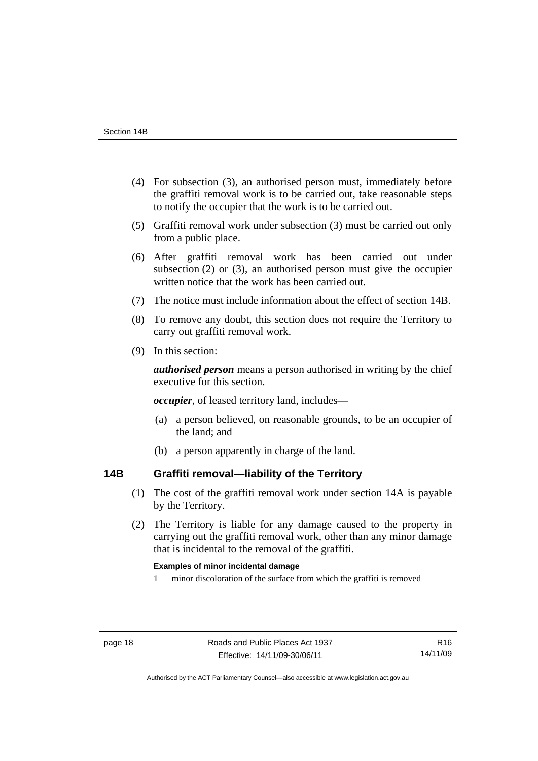(4) For subsection (3), an authorised person must, immediately before the graffiti removal work is to be carried out, take reasonable steps to notify the occupier that the work is to be carried out.

(5) Graffiti removal work under subsection (3) must be carried out only from a public place.

(6) After graffiti removal work has been carried out under subsection (2) or (3), an authorised person must give the occupier written notice that the work has been carried out.

(7) The notice must include information about the effect of section 14B.

(8) To remove any doubt, this section does not require the Territory to carry out graffiti removal work.

(9) In this section:

***authorised person*** means a person authorised in writing by the chief executive for this section.

***occupier***, of leased territory land, includes—

(a) a person believed, on reasonable grounds, to be an occupier of the land; and

(b) a person apparently in charge of the land.

## 14B Graffiti removal—liability of the Territory

(1) The cost of the graffiti removal work under section 14A is payable by the Territory.

(2) The Territory is liable for any damage caused to the property in carrying out the graffiti removal work, other than any minor damage that is incidental to the removal of the graffiti.

**Examples of minor incidental damage**

1 minor discoloration of the surface from which the graffiti is removed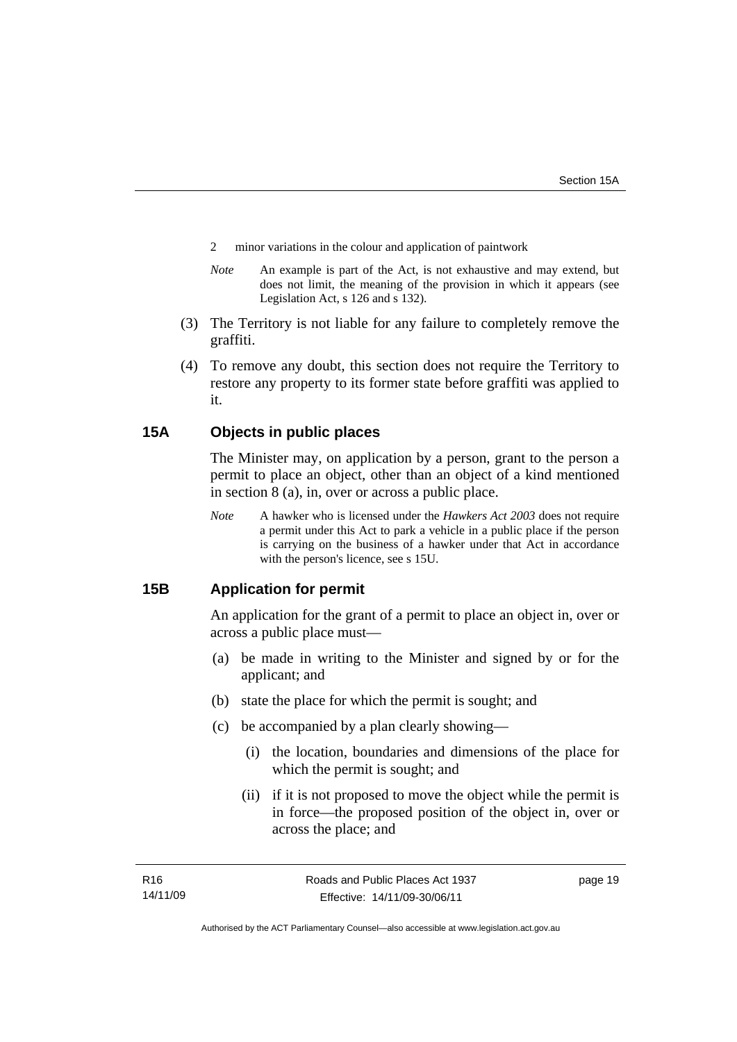2 minor variations in the colour and application of paintwork

*Note* An example is part of the Act, is not exhaustive and may extend, but does not limit, the meaning of the provision in which it appears (see Legislation Act, s 126 and s 132).

(3) The Territory is not liable for any failure to completely remove the graffiti.

(4) To remove any doubt, this section does not require the Territory to restore any property to its former state before graffiti was applied to it.

## 15A Objects in public places

The Minister may, on application by a person, grant to the person a permit to place an object, other than an object of a kind mentioned in section 8 (a), in, over or across a public place.

*Note* A hawker who is licensed under the *Hawkers Act 2003* does not require a permit under this Act to park a vehicle in a public place if the person is carrying on the business of a hawker under that Act in accordance with the person's licence, see s 15U.

## 15B Application for permit

An application for the grant of a permit to place an object in, over or across a public place must—

(a) be made in writing to the Minister and signed by or for the applicant; and

(b) state the place for which the permit is sought; and

(c) be accompanied by a plan clearly showing—

(i) the location, boundaries and dimensions of the place for which the permit is sought; and

(ii) if it is not proposed to move the object while the permit is in force—the proposed position of the object in, over or across the place; and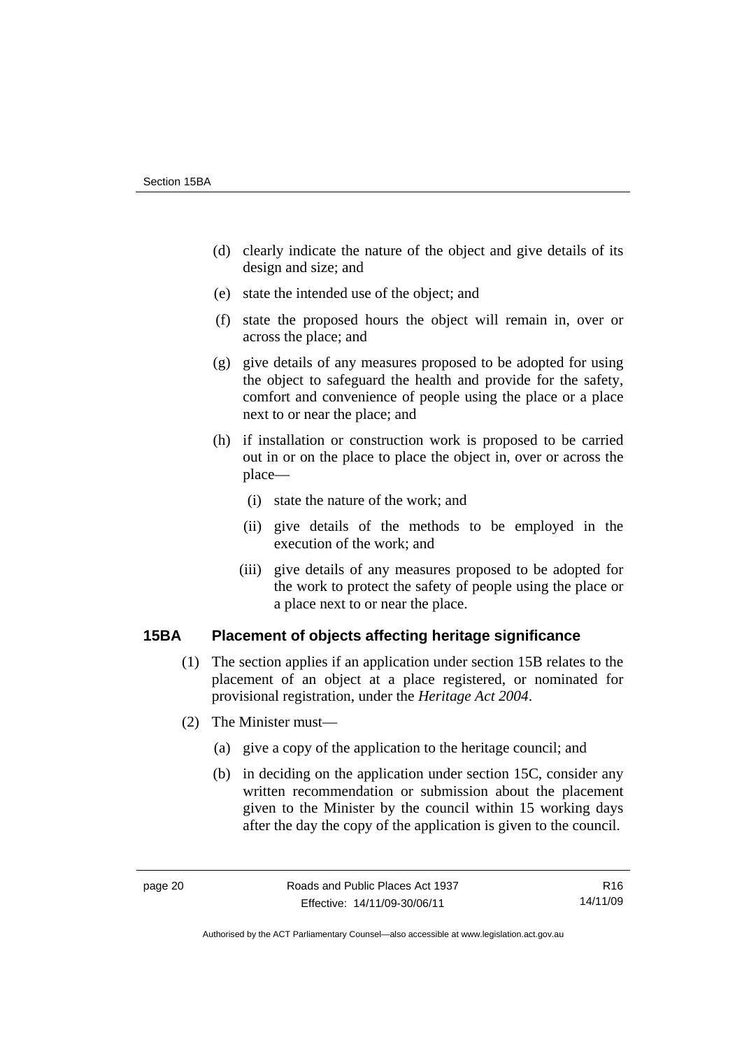(d) clearly indicate the nature of the object and give details of its design and size; and

(e) state the intended use of the object; and

(f) state the proposed hours the object will remain in, over or across the place; and

(g) give details of any measures proposed to be adopted for using the object to safeguard the health and provide for the safety, comfort and convenience of people using the place or a place next to or near the place; and

(h) if installation or construction work is proposed to be carried out in or on the place to place the object in, over or across the place—

(i) state the nature of the work; and

(ii) give details of the methods to be employed in the execution of the work; and

(iii) give details of any measures proposed to be adopted for the work to protect the safety of people using the place or a place next to or near the place.

## 15BA Placement of objects affecting heritage significance

(1) The section applies if an application under section 15B relates to the placement of an object at a place registered, or nominated for provisional registration, under the *Heritage Act 2004*.

(2) The Minister must—

(a) give a copy of the application to the heritage council; and

(b) in deciding on the application under section 15C, consider any written recommendation or submission about the placement given to the Minister by the council within 15 working days after the day the copy of the application is given to the council.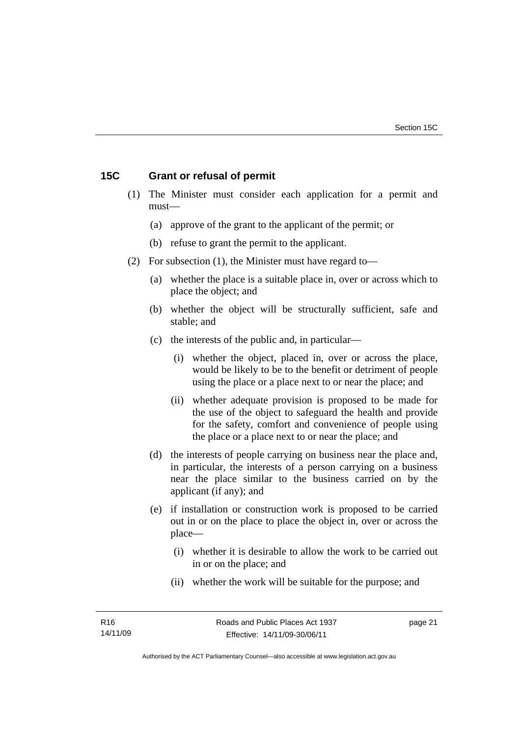## 15C Grant or refusal of permit

(1) The Minister must consider each application for a permit and must—

(a) approve of the grant to the applicant of the permit; or

(b) refuse to grant the permit to the applicant.

(2) For subsection (1), the Minister must have regard to—

(a) whether the place is a suitable place in, over or across which to place the object; and

(b) whether the object will be structurally sufficient, safe and stable; and

(c) the interests of the public and, in particular—

(i) whether the object, placed in, over or across the place, would be likely to be to the benefit or detriment of people using the place or a place next to or near the place; and

(ii) whether adequate provision is proposed to be made for the use of the object to safeguard the health and provide for the safety, comfort and convenience of people using the place or a place next to or near the place; and

(d) the interests of people carrying on business near the place and, in particular, the interests of a person carrying on a business near the place similar to the business carried on by the applicant (if any); and

(e) if installation or construction work is proposed to be carried out in or on the place to place the object in, over or across the place—

(i) whether it is desirable to allow the work to be carried out in or on the place; and

(ii) whether the work will be suitable for the purpose; and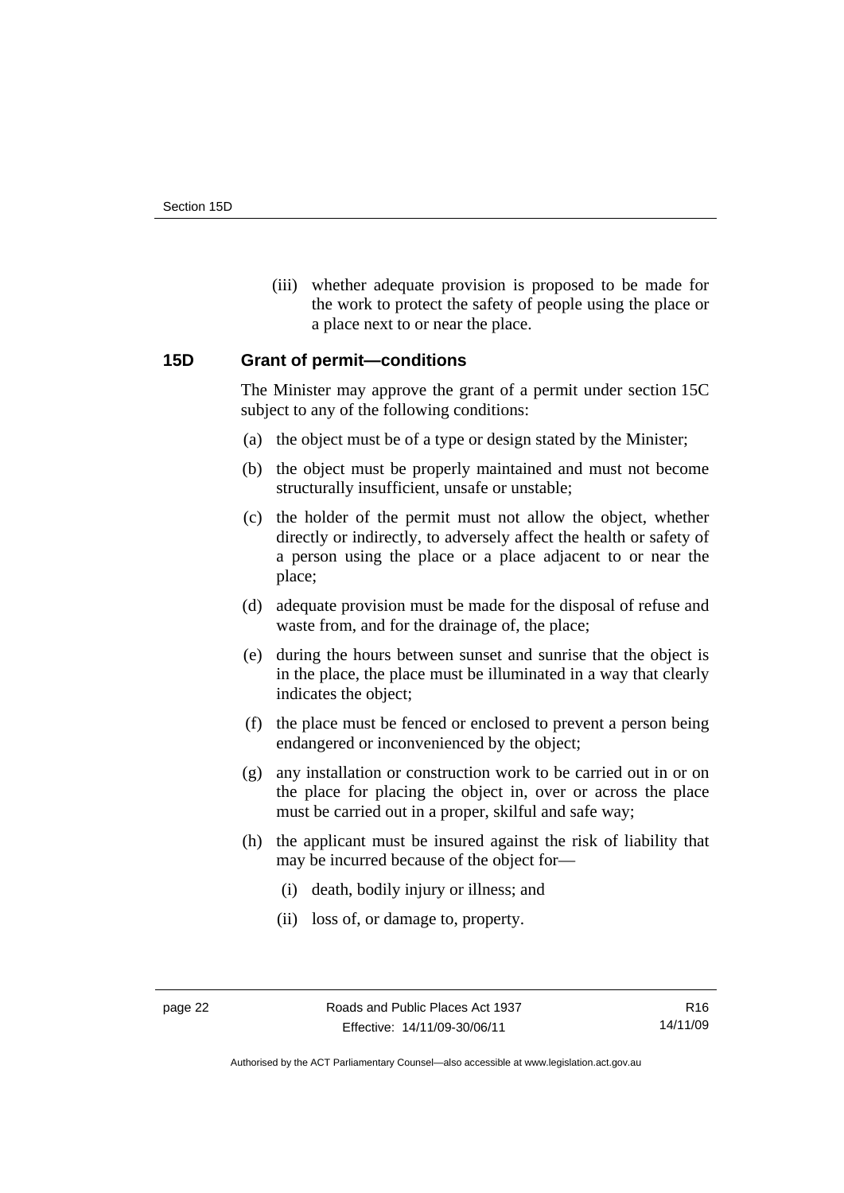(iii) whether adequate provision is proposed to be made for the work to protect the safety of people using the place or a place next to or near the place.

### 15D Grant of permit—conditions

The Minister may approve the grant of a permit under section 15C subject to any of the following conditions:

(a) the object must be of a type or design stated by the Minister;

(b) the object must be properly maintained and must not become structurally insufficient, unsafe or unstable;

(c) the holder of the permit must not allow the object, whether directly or indirectly, to adversely affect the health or safety of a person using the place or a place adjacent to or near the place;

(d) adequate provision must be made for the disposal of refuse and waste from, and for the drainage of, the place;

(e) during the hours between sunset and sunrise that the object is in the place, the place must be illuminated in a way that clearly indicates the object;

(f) the place must be fenced or enclosed to prevent a person being endangered or inconvenienced by the object;

(g) any installation or construction work to be carried out in or on the place for placing the object in, over or across the place must be carried out in a proper, skilful and safe way;

(h) the applicant must be insured against the risk of liability that may be incurred because of the object for—

  (i) death, bodily injury or illness; and

  (ii) loss of, or damage to, property.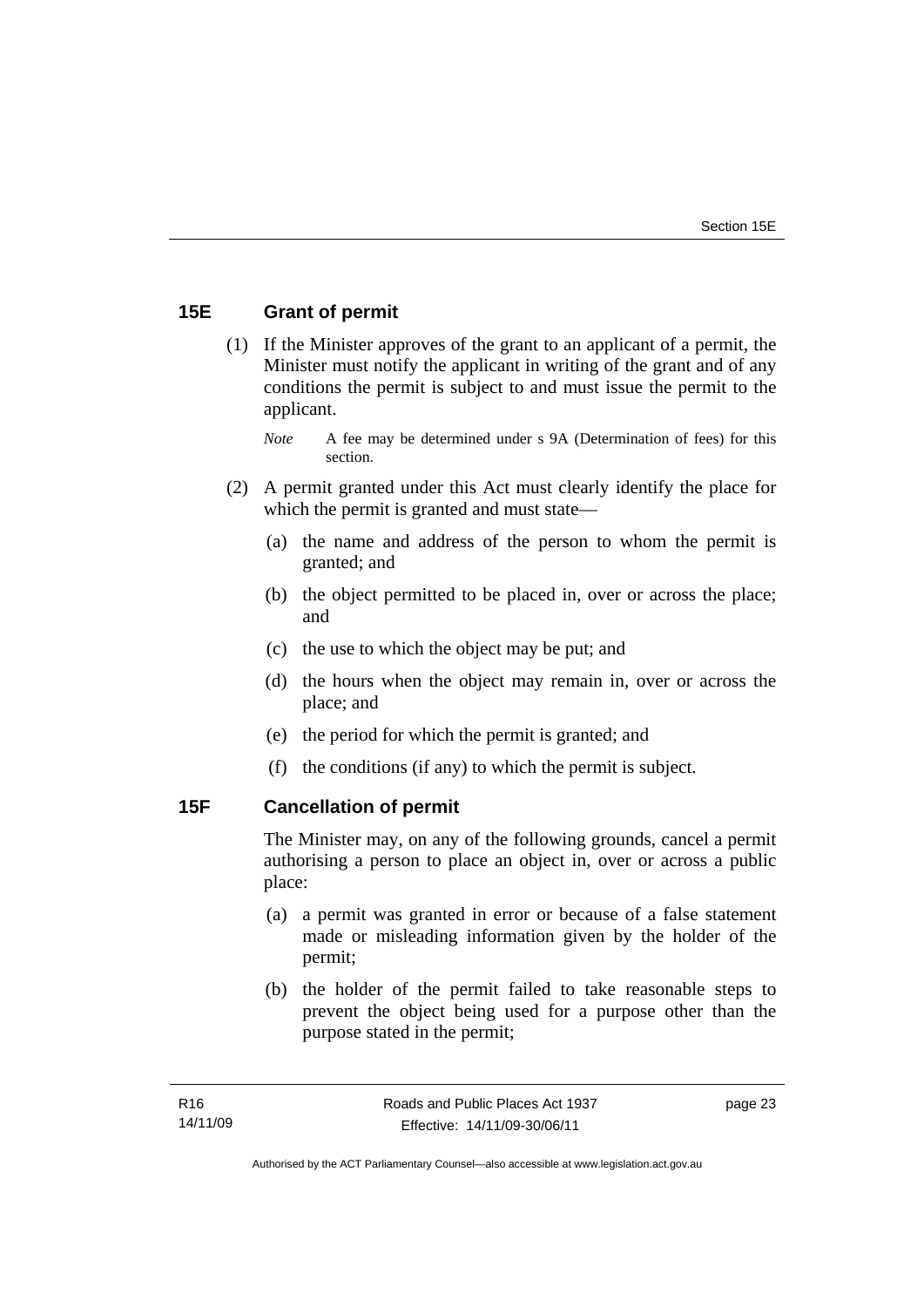## 15E Grant of permit

(1) If the Minister approves of the grant to an applicant of a permit, the Minister must notify the applicant in writing of the grant and of any conditions the permit is subject to and must issue the permit to the applicant.

*Note* A fee may be determined under s 9A (Determination of fees) for this section.

(2) A permit granted under this Act must clearly identify the place for which the permit is granted and must state—

(a) the name and address of the person to whom the permit is granted; and

(b) the object permitted to be placed in, over or across the place; and

(c) the use to which the object may be put; and

(d) the hours when the object may remain in, over or across the place; and

(e) the period for which the permit is granted; and

(f) the conditions (if any) to which the permit is subject.

## 15F Cancellation of permit

The Minister may, on any of the following grounds, cancel a permit authorising a person to place an object in, over or across a public place:

(a) a permit was granted in error or because of a false statement made or misleading information given by the holder of the permit;

(b) the holder of the permit failed to take reasonable steps to prevent the object being used for a purpose other than the purpose stated in the permit;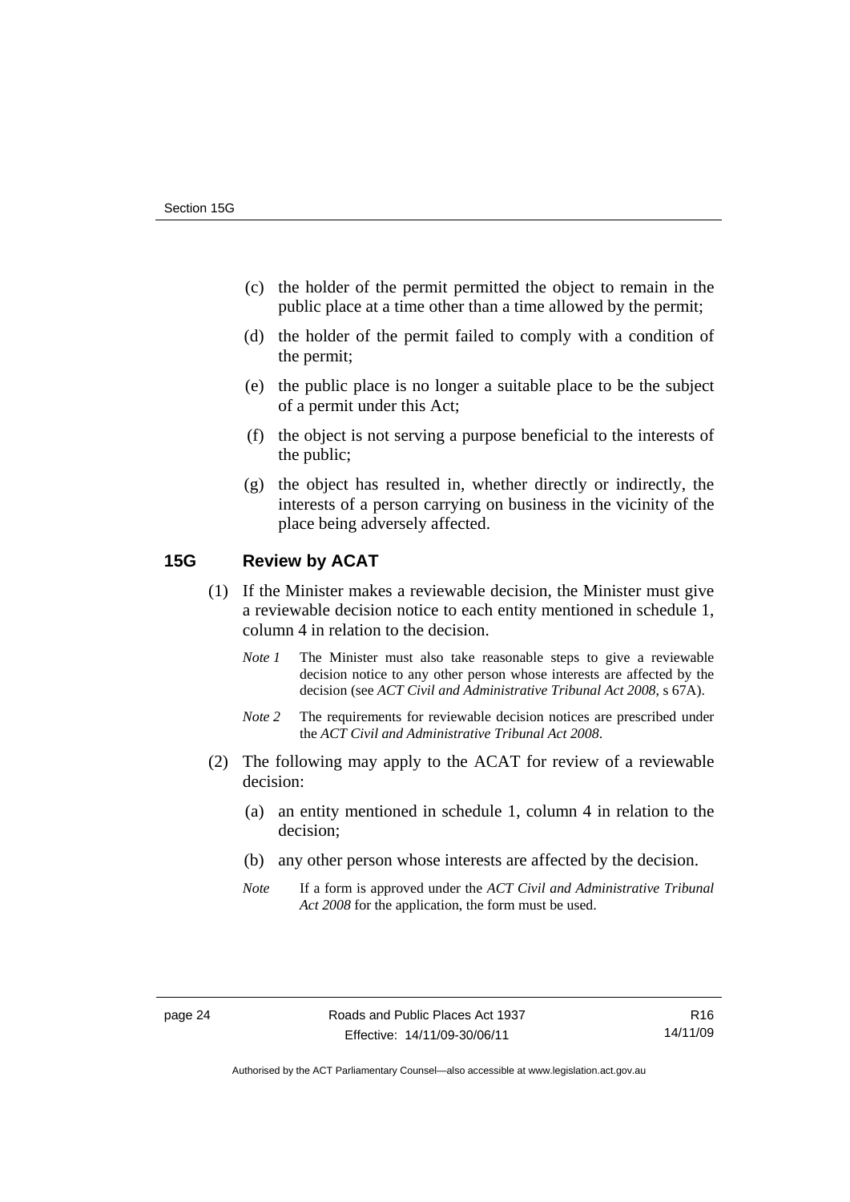(c) the holder of the permit permitted the object to remain in the public place at a time other than a time allowed by the permit;

(d) the holder of the permit failed to comply with a condition of the permit;

(e) the public place is no longer a suitable place to be the subject of a permit under this Act;

(f) the object is not serving a purpose beneficial to the interests of the public;

(g) the object has resulted in, whether directly or indirectly, the interests of a person carrying on business in the vicinity of the place being adversely affected.

## 15G Review by ACAT

(1) If the Minister makes a reviewable decision, the Minister must give a reviewable decision notice to each entity mentioned in schedule 1, column 4 in relation to the decision.

*Note 1* The Minister must also take reasonable steps to give a reviewable decision notice to any other person whose interests are affected by the decision (see *ACT Civil and Administrative Tribunal Act 2008*, s 67A).

*Note 2* The requirements for reviewable decision notices are prescribed under the *ACT Civil and Administrative Tribunal Act 2008*.

(2) The following may apply to the ACAT for review of a reviewable decision:

(a) an entity mentioned in schedule 1, column 4 in relation to the decision;

(b) any other person whose interests are affected by the decision.

*Note* If a form is approved under the *ACT Civil and Administrative Tribunal Act 2008* for the application, the form must be used.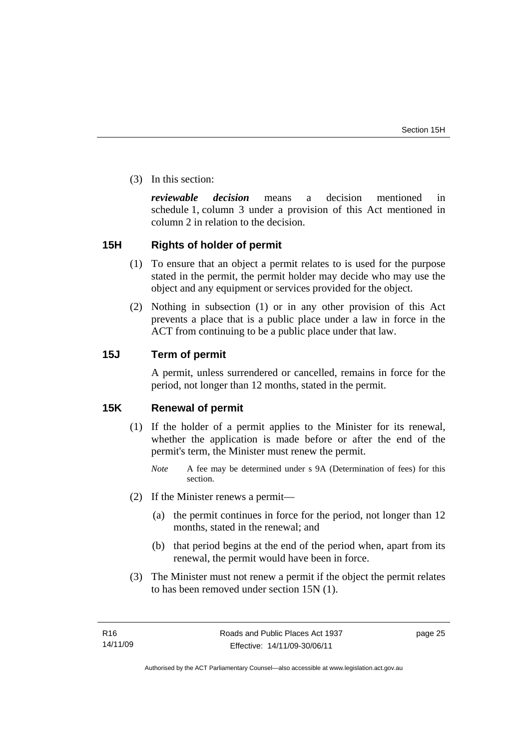(3) In this section:

***reviewable decision*** means a decision mentioned in schedule 1, column 3 under a provision of this Act mentioned in column 2 in relation to the decision.

## 15H Rights of holder of permit

(1) To ensure that an object a permit relates to is used for the purpose stated in the permit, the permit holder may decide who may use the object and any equipment or services provided for the object.

(2) Nothing in subsection (1) or in any other provision of this Act prevents a place that is a public place under a law in force in the ACT from continuing to be a public place under that law.

## 15J Term of permit

A permit, unless surrendered or cancelled, remains in force for the period, not longer than 12 months, stated in the permit.

## 15K Renewal of permit

(1) If the holder of a permit applies to the Minister for its renewal, whether the application is made before or after the end of the permit's term, the Minister must renew the permit.

*Note* A fee may be determined under s 9A (Determination of fees) for this section.

(2) If the Minister renews a permit—

(a) the permit continues in force for the period, not longer than 12 months, stated in the renewal; and

(b) that period begins at the end of the period when, apart from its renewal, the permit would have been in force.

(3) The Minister must not renew a permit if the object the permit relates to has been removed under section 15N (1).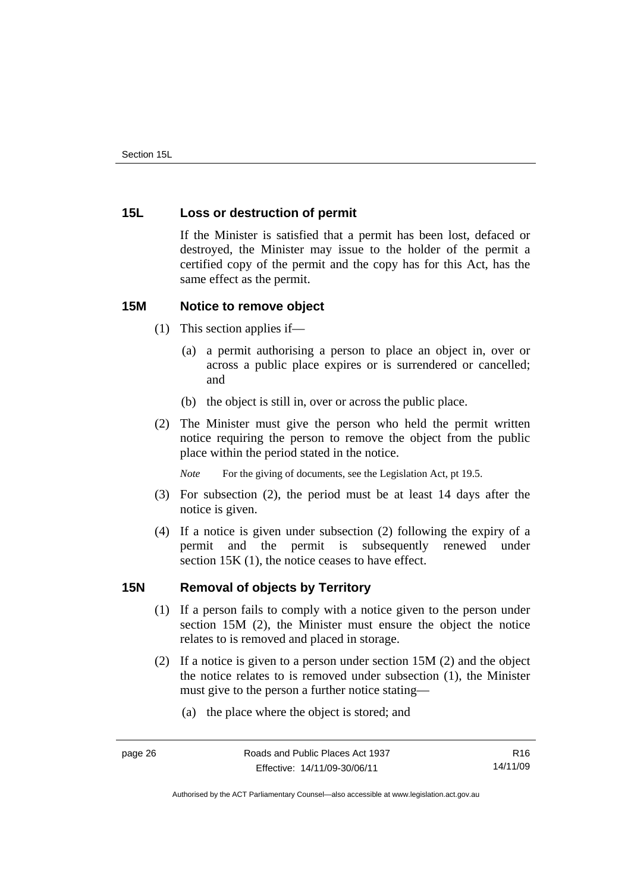### 15L Loss or destruction of permit

If the Minister is satisfied that a permit has been lost, defaced or destroyed, the Minister may issue to the holder of the permit a certified copy of the permit and the copy has for this Act, has the same effect as the permit.

### 15M Notice to remove object

(1) This section applies if—

(a) a permit authorising a person to place an object in, over or across a public place expires or is surrendered or cancelled; and

(b) the object is still in, over or across the public place.

(2) The Minister must give the person who held the permit written notice requiring the person to remove the object from the public place within the period stated in the notice.

*Note* For the giving of documents, see the Legislation Act, pt 19.5.

(3) For subsection (2), the period must be at least 14 days after the notice is given.

(4) If a notice is given under subsection (2) following the expiry of a permit and the permit is subsequently renewed under section 15K (1), the notice ceases to have effect.

### 15N Removal of objects by Territory

(1) If a person fails to comply with a notice given to the person under section 15M (2), the Minister must ensure the object the notice relates to is removed and placed in storage.

(2) If a notice is given to a person under section 15M (2) and the object the notice relates to is removed under subsection (1), the Minister must give to the person a further notice stating—

(a) the place where the object is stored; and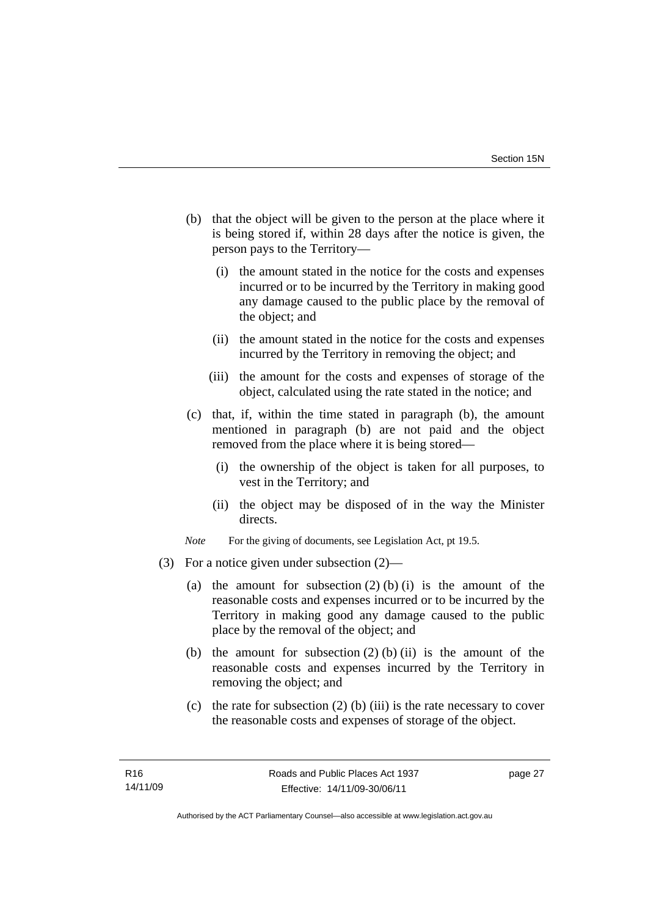(b) that the object will be given to the person at the place where it is being stored if, within 28 days after the notice is given, the person pays to the Territory—

  (i) the amount stated in the notice for the costs and expenses incurred or to be incurred by the Territory in making good any damage caused to the public place by the removal of the object; and

  (ii) the amount stated in the notice for the costs and expenses incurred by the Territory in removing the object; and

  (iii) the amount for the costs and expenses of storage of the object, calculated using the rate stated in the notice; and

(c) that, if, within the time stated in paragraph (b), the amount mentioned in paragraph (b) are not paid and the object removed from the place where it is being stored—

  (i) the ownership of the object is taken for all purposes, to vest in the Territory; and

  (ii) the object may be disposed of in the way the Minister directs.

*Note* For the giving of documents, see Legislation Act, pt 19.5.

(3) For a notice given under subsection (2)—

  (a) the amount for subsection (2) (b) (i) is the amount of the reasonable costs and expenses incurred or to be incurred by the Territory in making good any damage caused to the public place by the removal of the object; and

  (b) the amount for subsection (2) (b) (ii) is the amount of the reasonable costs and expenses incurred by the Territory in removing the object; and

  (c) the rate for subsection (2) (b) (iii) is the rate necessary to cover the reasonable costs and expenses of storage of the object.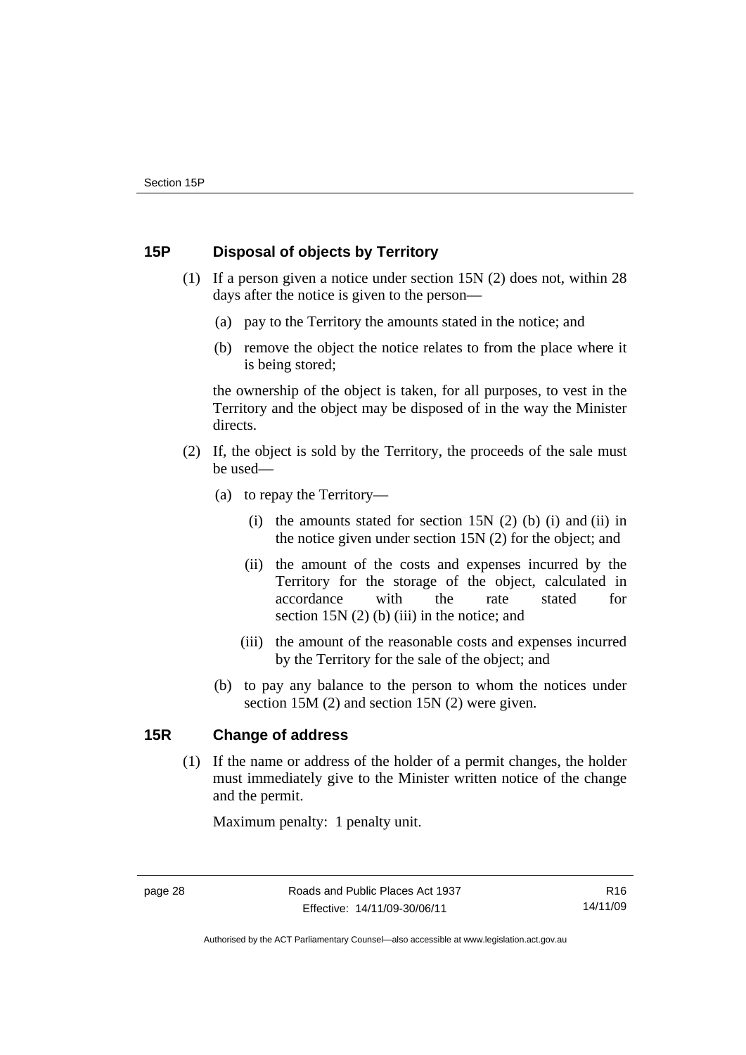## 15P Disposal of objects by Territory

(1) If a person given a notice under section 15N (2) does not, within 28 days after the notice is given to the person—

   (a) pay to the Territory the amounts stated in the notice; and

   (b) remove the object the notice relates to from the place where it is being stored;

the ownership of the object is taken, for all purposes, to vest in the Territory and the object may be disposed of in the way the Minister directs.

(2) If, the object is sold by the Territory, the proceeds of the sale must be used—

   (a) to repay the Territory—

      (i) the amounts stated for section 15N (2) (b) (i) and (ii) in the notice given under section 15N (2) for the object; and

      (ii) the amount of the costs and expenses incurred by the Territory for the storage of the object, calculated in accordance with the rate stated for section 15N (2) (b) (iii) in the notice; and

      (iii) the amount of the reasonable costs and expenses incurred by the Territory for the sale of the object; and

   (b) to pay any balance to the person to whom the notices under section 15M (2) and section 15N (2) were given.

## 15R Change of address

(1) If the name or address of the holder of a permit changes, the holder must immediately give to the Minister written notice of the change and the permit.

Maximum penalty: 1 penalty unit.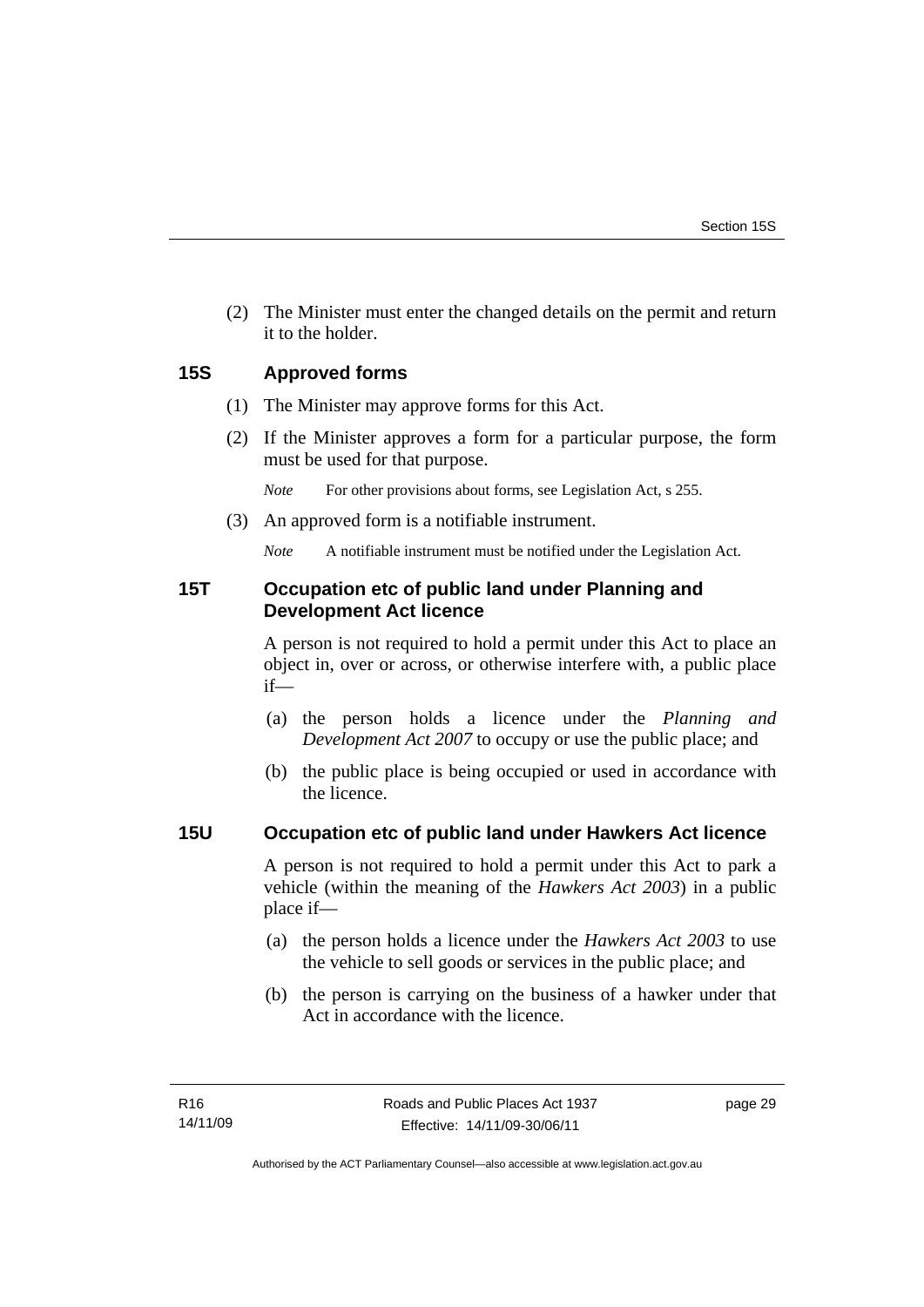(2) The Minister must enter the changed details on the permit and return it to the holder.

### 15S Approved forms

(1) The Minister may approve forms for this Act.

(2) If the Minister approves a form for a particular purpose, the form must be used for that purpose.

*Note* For other provisions about forms, see Legislation Act, s 255.

(3) An approved form is a notifiable instrument.

*Note* A notifiable instrument must be notified under the Legislation Act.

### 15T Occupation etc of public land under Planning and Development Act licence

A person is not required to hold a permit under this Act to place an object in, over or across, or otherwise interfere with, a public place if—

(a) the person holds a licence under the *Planning and Development Act 2007* to occupy or use the public place; and

(b) the public place is being occupied or used in accordance with the licence.

### 15U Occupation etc of public land under Hawkers Act licence

A person is not required to hold a permit under this Act to park a vehicle (within the meaning of the *Hawkers Act 2003*) in a public place if—

(a) the person holds a licence under the *Hawkers Act 2003* to use the vehicle to sell goods or services in the public place; and

(b) the person is carrying on the business of a hawker under that Act in accordance with the licence.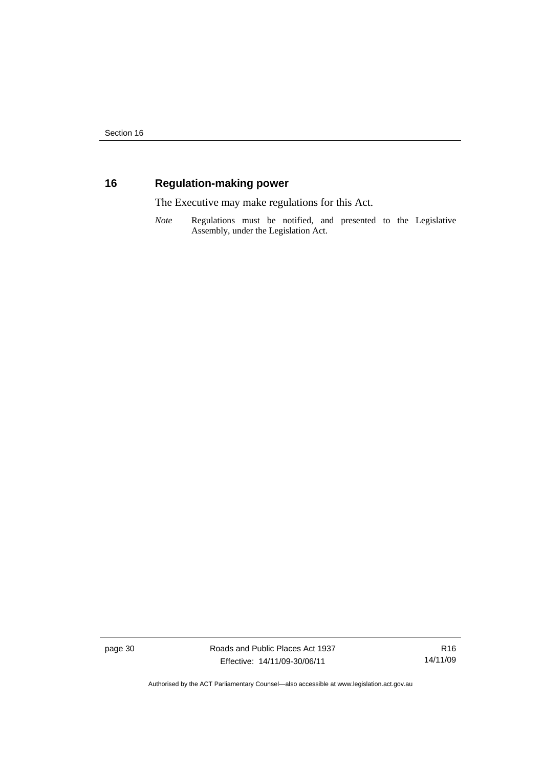## 16 Regulation-making power

The Executive may make regulations for this Act.

*Note* Regulations must be notified, and presented to the Legislative Assembly, under the Legislation Act.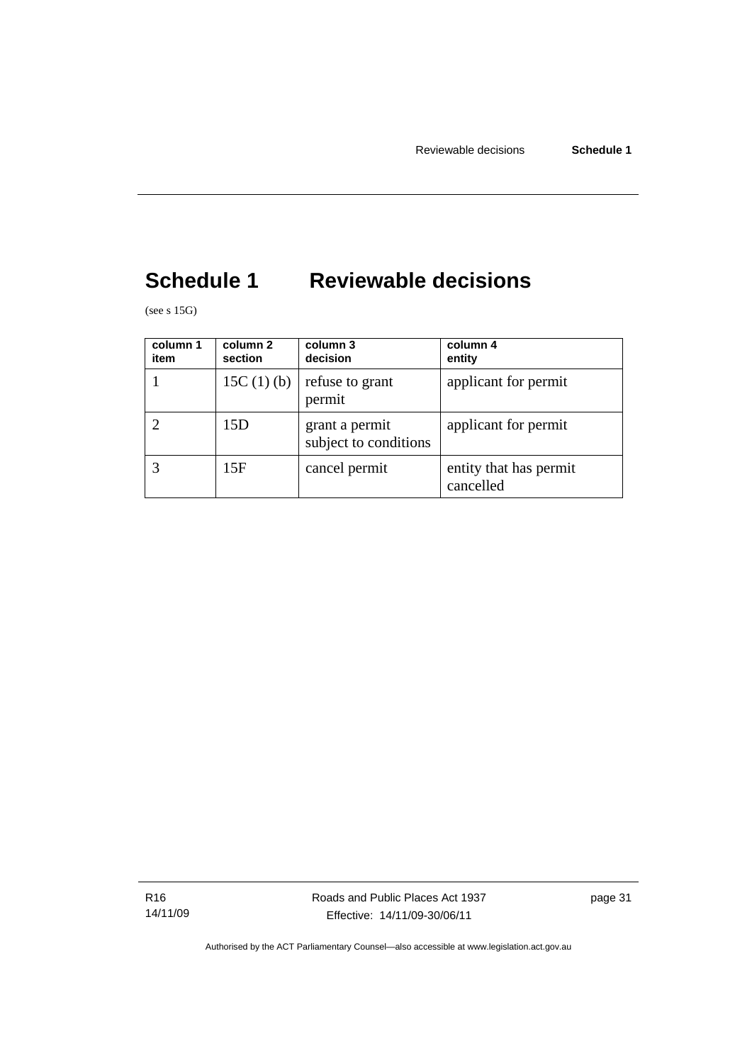# Schedule 1 Reviewable decisions

(see s 15G)

| column 1 item | column 2 section | column 3 decision | column 4 entity |
|---|---|---|---|
| 1 | 15C (1) (b) | refuse to grant permit | applicant for permit |
| 2 | 15D | grant a permit subject to conditions | applicant for permit |
| 3 | 15F | cancel permit | entity that has permit cancelled |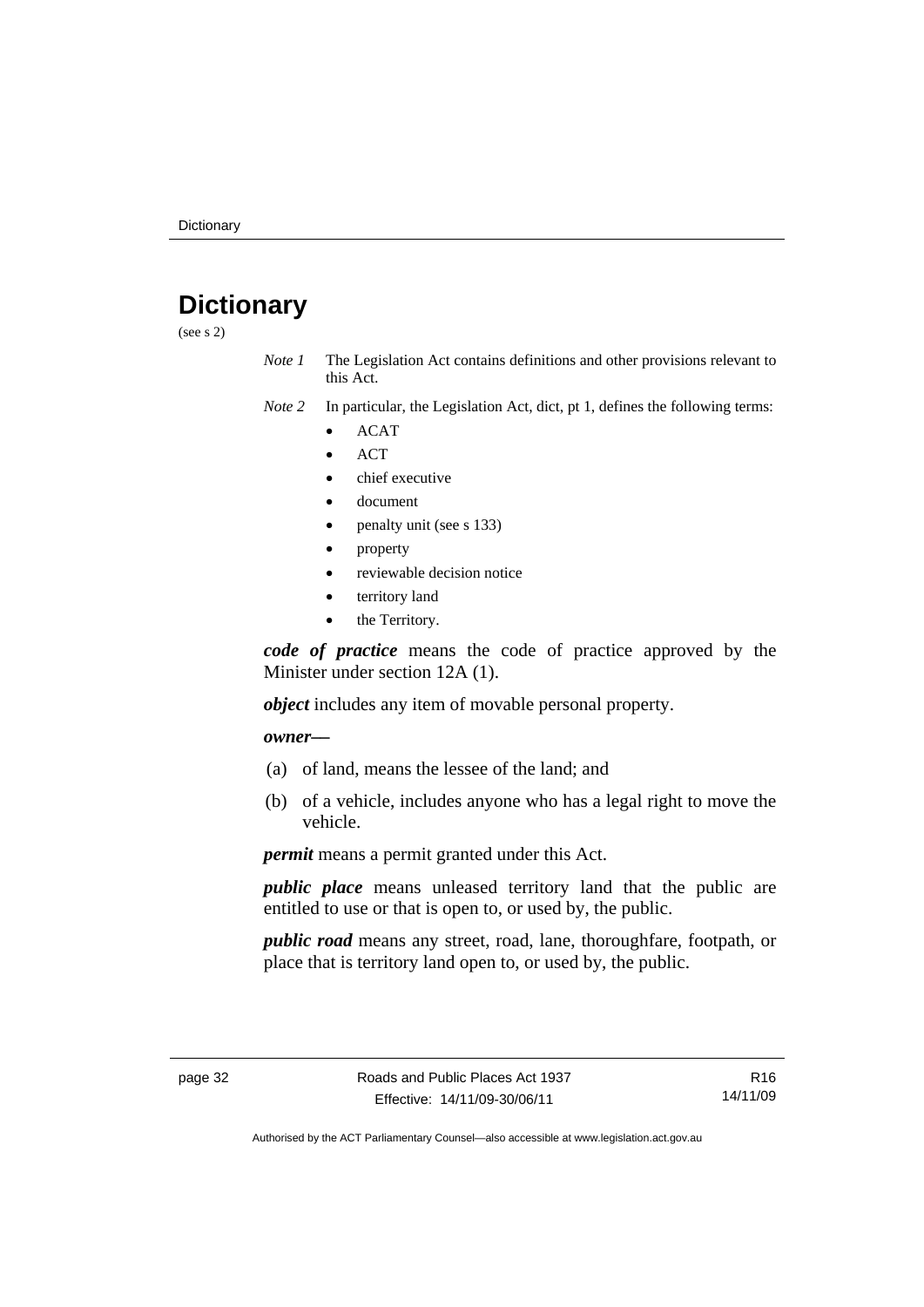# Dictionary

(see s 2)

*Note 1* The Legislation Act contains definitions and other provisions relevant to this Act.

*Note 2* In particular, the Legislation Act, dict, pt 1, defines the following terms:

- ACAT
- ACT
- chief executive
- document
- penalty unit (see s 133)
- property
- reviewable decision notice
- territory land
- the Territory.

***code of practice*** means the code of practice approved by the Minister under section 12A (1).

***object*** includes any item of movable personal property.

***owner***—

(a) of land, means the lessee of the land; and

(b) of a vehicle, includes anyone who has a legal right to move the vehicle.

***permit*** means a permit granted under this Act.

***public place*** means unleased territory land that the public are entitled to use or that is open to, or used by, the public.

***public road*** means any street, road, lane, thoroughfare, footpath, or place that is territory land open to, or used by, the public.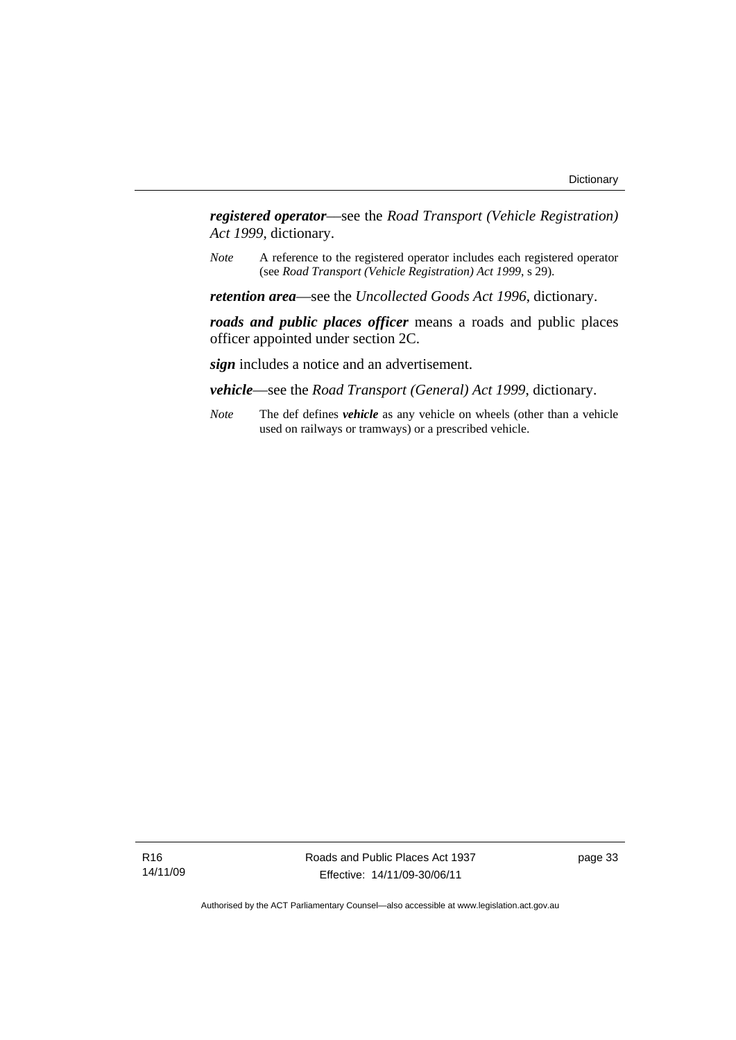***registered operator***—see the *Road Transport (Vehicle Registration) Act 1999*, dictionary.

*Note* A reference to the registered operator includes each registered operator (see *Road Transport (Vehicle Registration) Act 1999*, s 29).

***retention area***—see the *Uncollected Goods Act 1996*, dictionary.

***roads and public places officer*** means a roads and public places officer appointed under section 2C.

***sign*** includes a notice and an advertisement.

***vehicle***—see the *Road Transport (General) Act 1999*, dictionary.

*Note* The def defines ***vehicle*** as any vehicle on wheels (other than a vehicle used on railways or tramways) or a prescribed vehicle.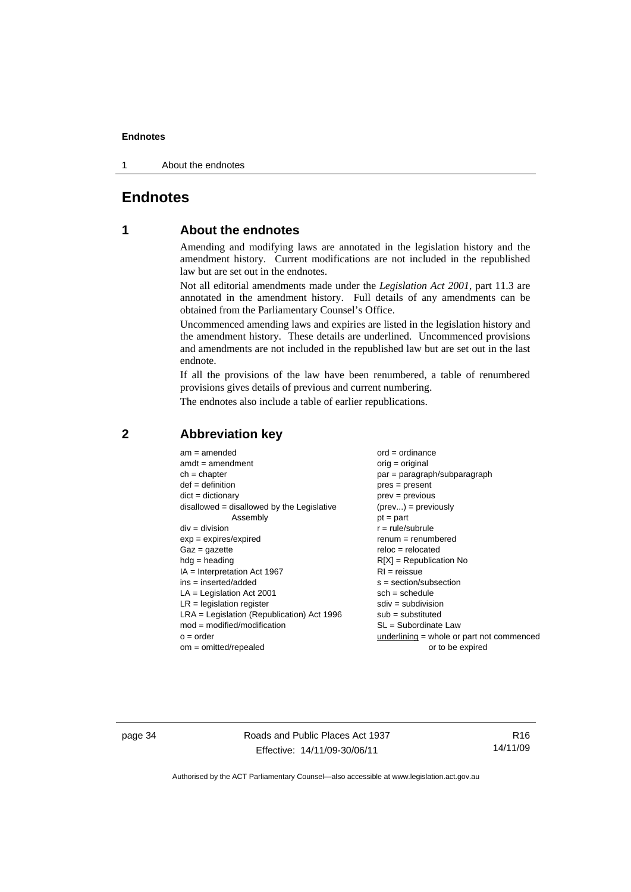# Endnotes

## 1 About the endnotes

Amending and modifying laws are annotated in the legislation history and the amendment history. Current modifications are not included in the republished law but are set out in the endnotes.

Not all editorial amendments made under the *Legislation Act 2001*, part 11.3 are annotated in the amendment history. Full details of any amendments can be obtained from the Parliamentary Counsel's Office.

Uncommenced amending laws and expiries are listed in the legislation history and the amendment history. These details are underlined. Uncommenced provisions and amendments are not included in the republished law but are set out in the last endnote.

If all the provisions of the law have been renumbered, a table of renumbered provisions gives details of previous and current numbering.

The endnotes also include a table of earlier republications.

## 2 Abbreviation key

am = amended
amdt = amendment
ch = chapter
def = definition
dict = dictionary
disallowed = disallowed by the Legislative Assembly
div = division
exp = expires/expired
Gaz = gazette
hdg = heading
IA = Interpretation Act 1967
ins = inserted/added
LA = Legislation Act 2001
LR = legislation register
LRA = Legislation (Republication) Act 1996
mod = modified/modification
o = order
om = omitted/repealed
ord = ordinance
orig = original
par = paragraph/subparagraph
pres = present
prev = previous
(prev...) = previously
pt = part
r = rule/subrule
renum = renumbered
reloc = relocated
R[X] = Republication No
RI = reissue
s = section/subsection
sch = schedule
sdiv = subdivision
sub = substituted
SL = Subordinate Law
<u>underlining</u> = whole or part not commenced or to be expired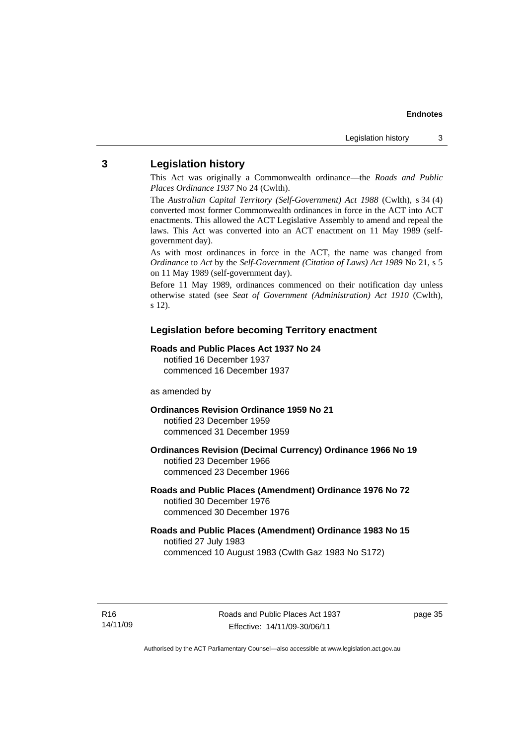## 3 Legislation history

This Act was originally a Commonwealth ordinance—the *Roads and Public Places Ordinance 1937* No 24 (Cwlth).

The *Australian Capital Territory (Self-Government) Act 1988* (Cwlth), s 34 (4) converted most former Commonwealth ordinances in force in the ACT into ACT enactments. This allowed the ACT Legislative Assembly to amend and repeal the laws. This Act was converted into an ACT enactment on 11 May 1989 (self-government day).

As with most ordinances in force in the ACT, the name was changed from *Ordinance* to *Act* by the *Self-Government (Citation of Laws) Act 1989* No 21, s 5 on 11 May 1989 (self-government day).

Before 11 May 1989, ordinances commenced on their notification day unless otherwise stated (see *Seat of Government (Administration) Act 1910* (Cwlth), s 12).

### Legislation before becoming Territory enactment

**Roads and Public Places Act 1937 No 24**
notified 16 December 1937
commenced 16 December 1937

as amended by

**Ordinances Revision Ordinance 1959 No 21**
notified 23 December 1959
commenced 31 December 1959

**Ordinances Revision (Decimal Currency) Ordinance 1966 No 19**
notified 23 December 1966
commenced 23 December 1966

**Roads and Public Places (Amendment) Ordinance 1976 No 72**
notified 30 December 1976
commenced 30 December 1976

**Roads and Public Places (Amendment) Ordinance 1983 No 15**
notified 27 July 1983
commenced 10 August 1983 (Cwlth Gaz 1983 No S172)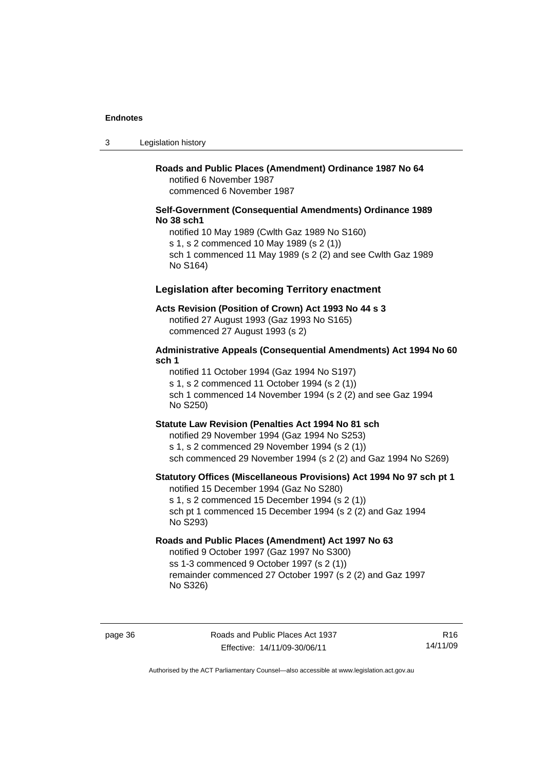**Roads and Public Places (Amendment) Ordinance 1987 No 64**

notified 6 November 1987
commenced 6 November 1987

**Self-Government (Consequential Amendments) Ordinance 1989 No 38 sch1**

notified 10 May 1989 (Cwlth Gaz 1989 No S160)
s 1, s 2 commenced 10 May 1989 (s 2 (1))
sch 1 commenced 11 May 1989 (s 2 (2) and see Cwlth Gaz 1989 No S164)

### Legislation after becoming Territory enactment

**Acts Revision (Position of Crown) Act 1993 No 44 s 3**

notified 27 August 1993 (Gaz 1993 No S165)
commenced 27 August 1993 (s 2)

**Administrative Appeals (Consequential Amendments) Act 1994 No 60 sch 1**

notified 11 October 1994 (Gaz 1994 No S197)
s 1, s 2 commenced 11 October 1994 (s 2 (1))
sch 1 commenced 14 November 1994 (s 2 (2) and see Gaz 1994 No S250)

**Statute Law Revision (Penalties Act 1994 No 81 sch**

notified 29 November 1994 (Gaz 1994 No S253)
s 1, s 2 commenced 29 November 1994 (s 2 (1))
sch commenced 29 November 1994 (s 2 (2) and Gaz 1994 No S269)

**Statutory Offices (Miscellaneous Provisions) Act 1994 No 97 sch pt 1**

notified 15 December 1994 (Gaz No S280)
s 1, s 2 commenced 15 December 1994 (s 2 (1))
sch pt 1 commenced 15 December 1994 (s 2 (2) and Gaz 1994 No S293)

**Roads and Public Places (Amendment) Act 1997 No 63**

notified 9 October 1997 (Gaz 1997 No S300)
ss 1-3 commenced 9 October 1997 (s 2 (1))
remainder commenced 27 October 1997 (s 2 (2) and Gaz 1997 No S326)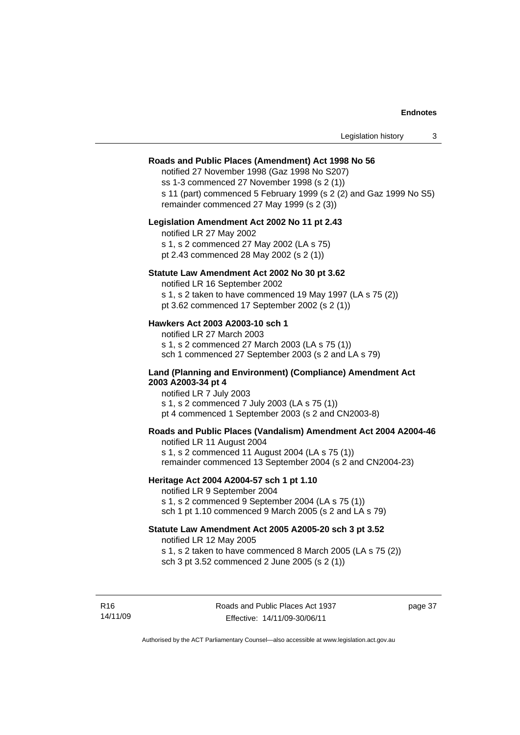**Roads and Public Places (Amendment) Act 1998 No 56**

notified 27 November 1998 (Gaz 1998 No S207)
ss 1-3 commenced 27 November 1998 (s 2 (1))
s 11 (part) commenced 5 February 1999 (s 2 (2) and Gaz 1999 No S5)
remainder commenced 27 May 1999 (s 2 (3))

**Legislation Amendment Act 2002 No 11 pt 2.43**

notified LR 27 May 2002
s 1, s 2 commenced 27 May 2002 (LA s 75)
pt 2.43 commenced 28 May 2002 (s 2 (1))

**Statute Law Amendment Act 2002 No 30 pt 3.62**

notified LR 16 September 2002
s 1, s 2 taken to have commenced 19 May 1997 (LA s 75 (2))
pt 3.62 commenced 17 September 2002 (s 2 (1))

**Hawkers Act 2003 A2003-10 sch 1**

notified LR 27 March 2003
s 1, s 2 commenced 27 March 2003 (LA s 75 (1))
sch 1 commenced 27 September 2003 (s 2 and LA s 79)

**Land (Planning and Environment) (Compliance) Amendment Act 2003 A2003-34 pt 4**

notified LR 7 July 2003
s 1, s 2 commenced 7 July 2003 (LA s 75 (1))
pt 4 commenced 1 September 2003 (s 2 and CN2003-8)

**Roads and Public Places (Vandalism) Amendment Act 2004 A2004-46**

notified LR 11 August 2004
s 1, s 2 commenced 11 August 2004 (LA s 75 (1))
remainder commenced 13 September 2004 (s 2 and CN2004-23)

**Heritage Act 2004 A2004-57 sch 1 pt 1.10**

notified LR 9 September 2004
s 1, s 2 commenced 9 September 2004 (LA s 75 (1))
sch 1 pt 1.10 commenced 9 March 2005 (s 2 and LA s 79)

**Statute Law Amendment Act 2005 A2005-20 sch 3 pt 3.52**

notified LR 12 May 2005
s 1, s 2 taken to have commenced 8 March 2005 (LA s 75 (2))
sch 3 pt 3.52 commenced 2 June 2005 (s 2 (1))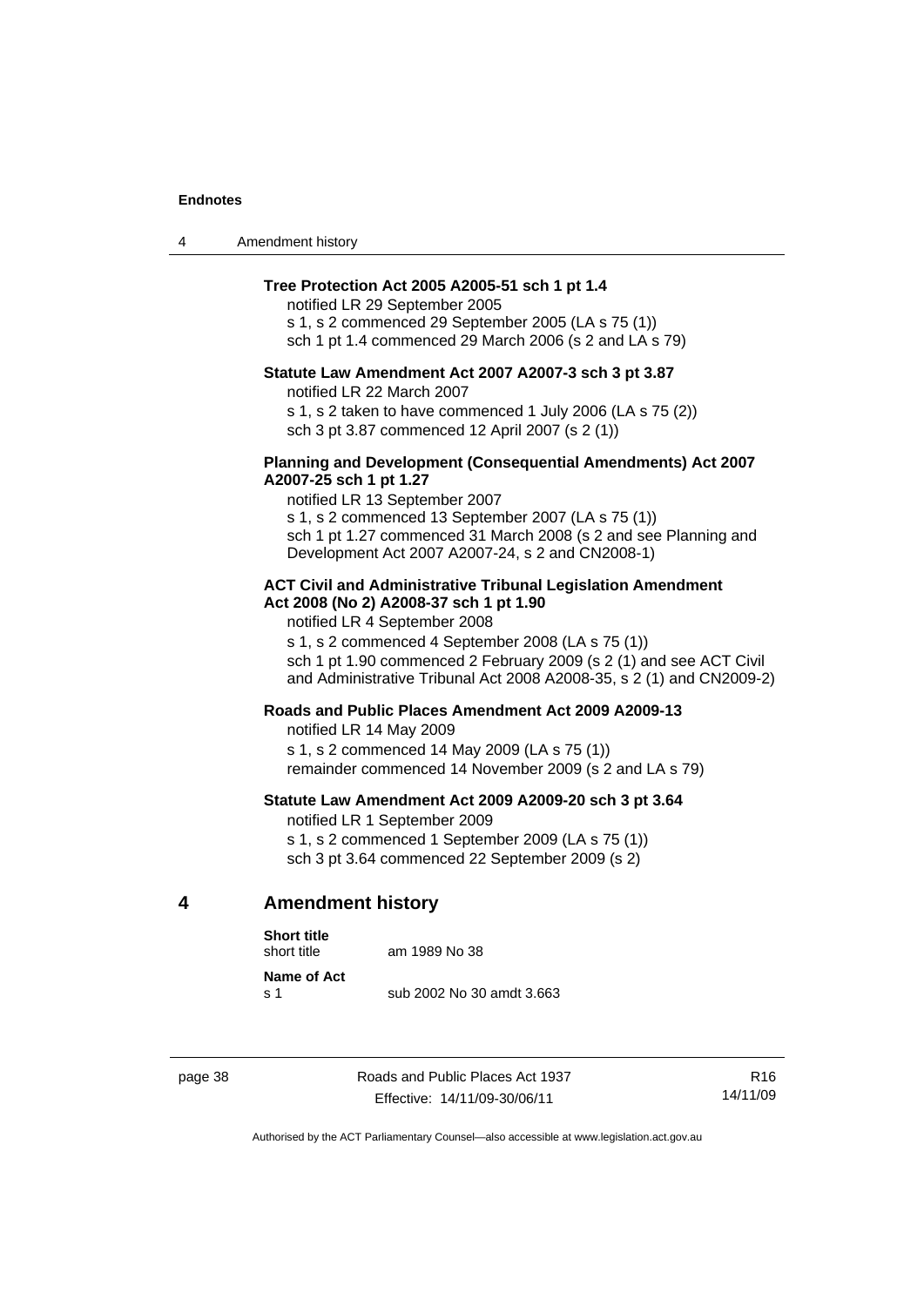**Tree Protection Act 2005 A2005-51 sch 1 pt 1.4**

notified LR 29 September 2005
s 1, s 2 commenced 29 September 2005 (LA s 75 (1))
sch 1 pt 1.4 commenced 29 March 2006 (s 2 and LA s 79)

**Statute Law Amendment Act 2007 A2007-3 sch 3 pt 3.87**

notified LR 22 March 2007
s 1, s 2 taken to have commenced 1 July 2006 (LA s 75 (2))
sch 3 pt 3.87 commenced 12 April 2007 (s 2 (1))

**Planning and Development (Consequential Amendments) Act 2007 A2007-25 sch 1 pt 1.27**

notified LR 13 September 2007
s 1, s 2 commenced 13 September 2007 (LA s 75 (1))
sch 1 pt 1.27 commenced 31 March 2008 (s 2 and see Planning and Development Act 2007 A2007-24, s 2 and CN2008-1)

**ACT Civil and Administrative Tribunal Legislation Amendment Act 2008 (No 2) A2008-37 sch 1 pt 1.90**

notified LR 4 September 2008
s 1, s 2 commenced 4 September 2008 (LA s 75 (1))
sch 1 pt 1.90 commenced 2 February 2009 (s 2 (1) and see ACT Civil and Administrative Tribunal Act 2008 A2008-35, s 2 (1) and CN2009-2)

**Roads and Public Places Amendment Act 2009 A2009-13**

notified LR 14 May 2009
s 1, s 2 commenced 14 May 2009 (LA s 75 (1))
remainder commenced 14 November 2009 (s 2 and LA s 79)

**Statute Law Amendment Act 2009 A2009-20 sch 3 pt 3.64**

notified LR 1 September 2009
s 1, s 2 commenced 1 September 2009 (LA s 75 (1))
sch 3 pt 3.64 commenced 22 September 2009 (s 2)

## 4 Amendment history

**Short title**
short title am 1989 No 38

**Name of Act**
s 1 sub 2002 No 30 amdt 3.663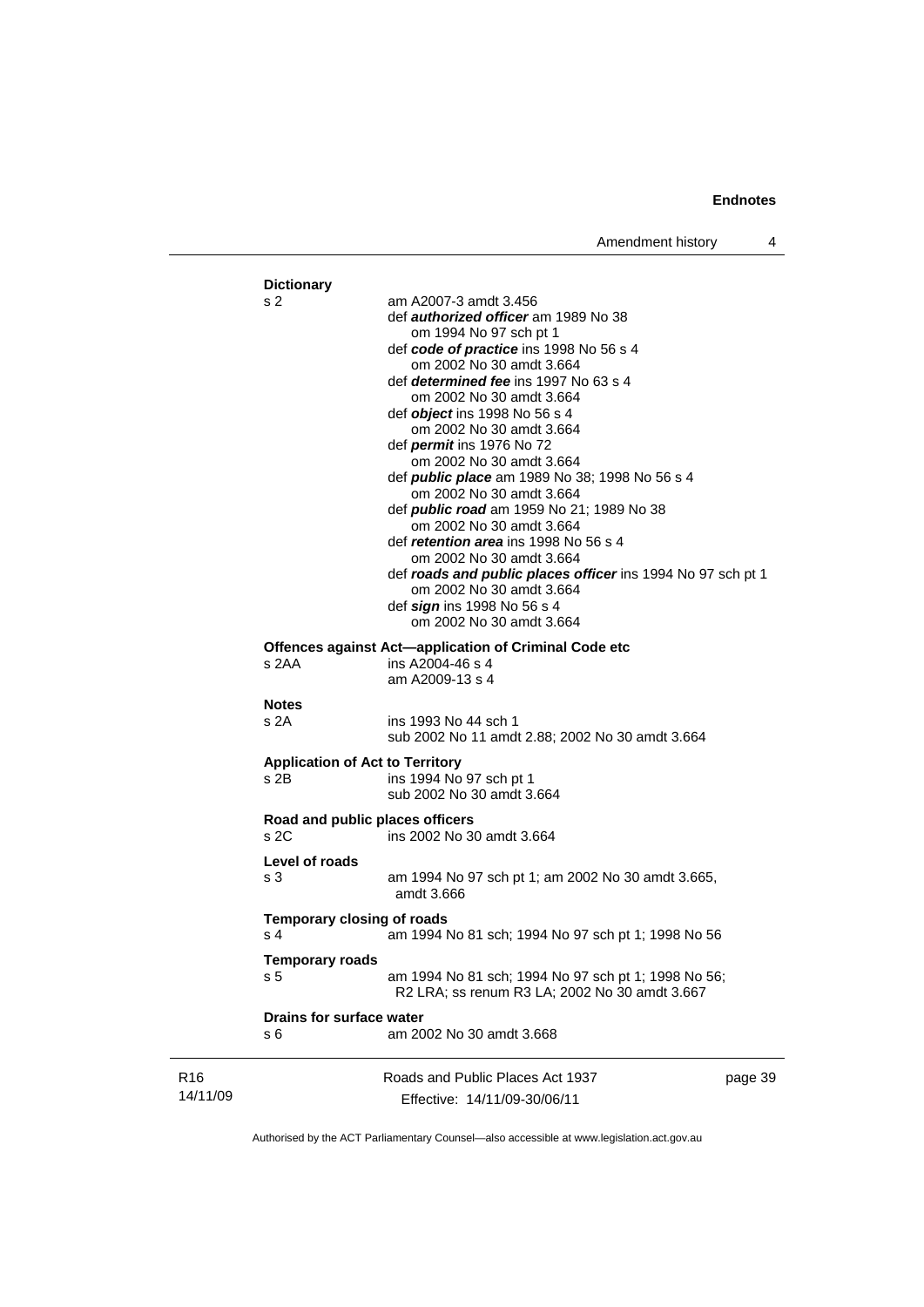**Dictionary**

s 2 am A2007-3 amdt 3.456
def ***authorized officer*** am 1989 No 38
om 1994 No 97 sch pt 1
def ***code of practice*** ins 1998 No 56 s 4
om 2002 No 30 amdt 3.664
def ***determined fee*** ins 1997 No 63 s 4
om 2002 No 30 amdt 3.664
def ***object*** ins 1998 No 56 s 4
om 2002 No 30 amdt 3.664
def ***permit*** ins 1976 No 72
om 2002 No 30 amdt 3.664
def ***public place*** am 1989 No 38; 1998 No 56 s 4
om 2002 No 30 amdt 3.664
def ***public road*** am 1959 No 21; 1989 No 38
om 2002 No 30 amdt 3.664
def ***retention area*** ins 1998 No 56 s 4
om 2002 No 30 amdt 3.664
def ***roads and public places officer*** ins 1994 No 97 sch pt 1
om 2002 No 30 amdt 3.664
def ***sign*** ins 1998 No 56 s 4
om 2002 No 30 amdt 3.664

**Offences against Act—application of Criminal Code etc**

s 2AA ins A2004-46 s 4
am A2009-13 s 4

**Notes**

s 2A ins 1993 No 44 sch 1
sub 2002 No 11 amdt 2.88; 2002 No 30 amdt 3.664

**Application of Act to Territory**

s 2B ins 1994 No 97 sch pt 1
sub 2002 No 30 amdt 3.664

**Road and public places officers**

s 2C ins 2002 No 30 amdt 3.664

**Level of roads**

s 3 am 1994 No 97 sch pt 1; am 2002 No 30 amdt 3.665, amdt 3.666

**Temporary closing of roads**

s 4 am 1994 No 81 sch; 1994 No 97 sch pt 1; 1998 No 56

**Temporary roads**

s 5 am 1994 No 81 sch; 1994 No 97 sch pt 1; 1998 No 56; R2 LRA; ss renum R3 LA; 2002 No 30 amdt 3.667

**Drains for surface water**

s 6 am 2002 No 30 amdt 3.668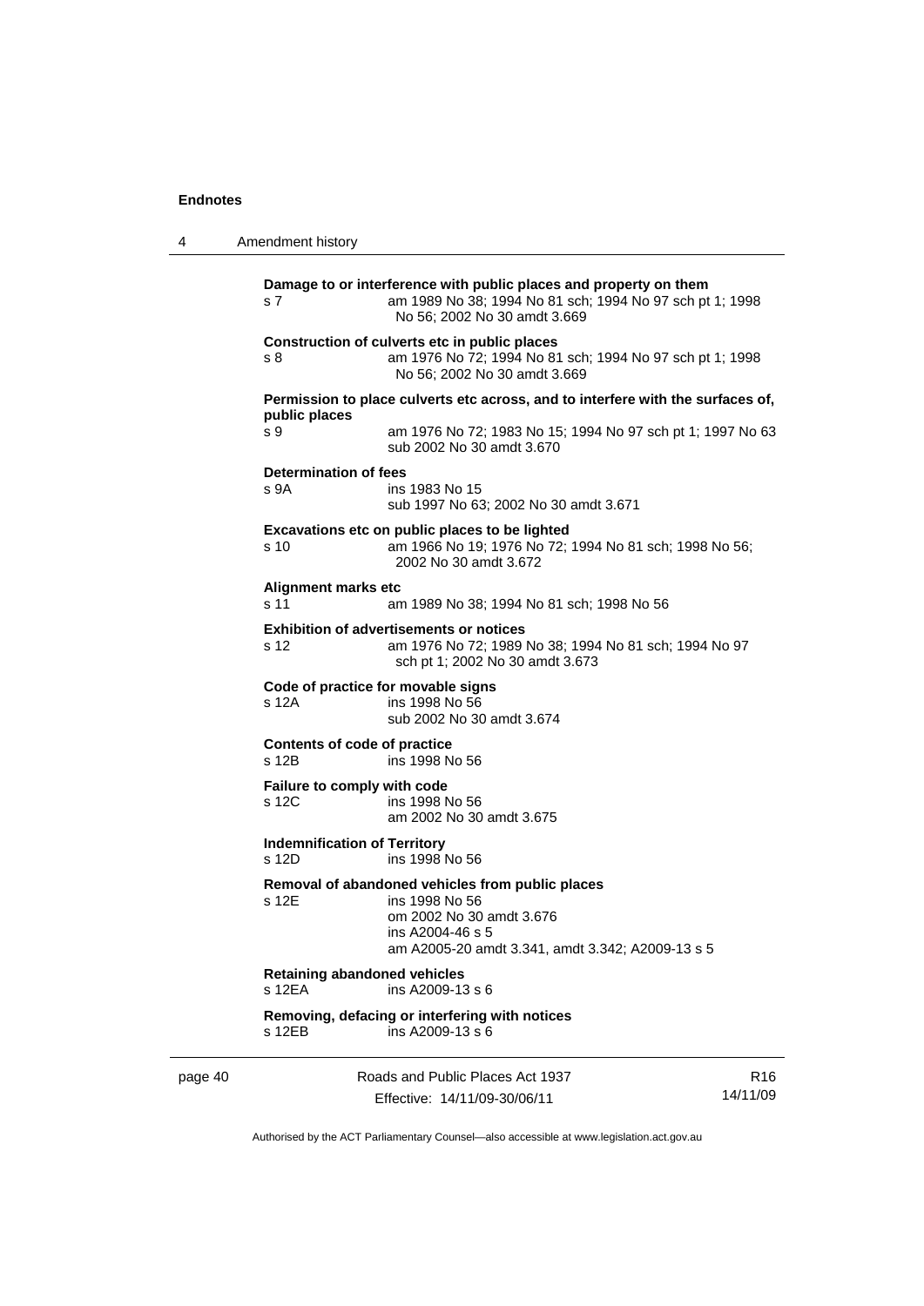**Damage to or interference with public places and property on them**

s 7 — am 1989 No 38; 1994 No 81 sch; 1994 No 97 sch pt 1; 1998 No 56; 2002 No 30 amdt 3.669

**Construction of culverts etc in public places**

s 8 — am 1976 No 72; 1994 No 81 sch; 1994 No 97 sch pt 1; 1998 No 56; 2002 No 30 amdt 3.669

**Permission to place culverts etc across, and to interfere with the surfaces of, public places**

s 9 — am 1976 No 72; 1983 No 15; 1994 No 97 sch pt 1; 1997 No 63
sub 2002 No 30 amdt 3.670

**Determination of fees**

s 9A — ins 1983 No 15
sub 1997 No 63; 2002 No 30 amdt 3.671

**Excavations etc on public places to be lighted**

s 10 — am 1966 No 19; 1976 No 72; 1994 No 81 sch; 1998 No 56; 2002 No 30 amdt 3.672

**Alignment marks etc**

s 11 — am 1989 No 38; 1994 No 81 sch; 1998 No 56

**Exhibition of advertisements or notices**

s 12 — am 1976 No 72; 1989 No 38; 1994 No 81 sch; 1994 No 97 sch pt 1; 2002 No 30 amdt 3.673

**Code of practice for movable signs**

s 12A — ins 1998 No 56
sub 2002 No 30 amdt 3.674

**Contents of code of practice**

s 12B — ins 1998 No 56

**Failure to comply with code**

s 12C — ins 1998 No 56
am 2002 No 30 amdt 3.675

**Indemnification of Territory**

s 12D — ins 1998 No 56

**Removal of abandoned vehicles from public places**

s 12E — ins 1998 No 56
om 2002 No 30 amdt 3.676
ins A2004-46 s 5
am A2005-20 amdt 3.341, amdt 3.342; A2009-13 s 5

**Retaining abandoned vehicles**

s 12EA — ins A2009-13 s 6

**Removing, defacing or interfering with notices**

s 12EB — ins A2009-13 s 6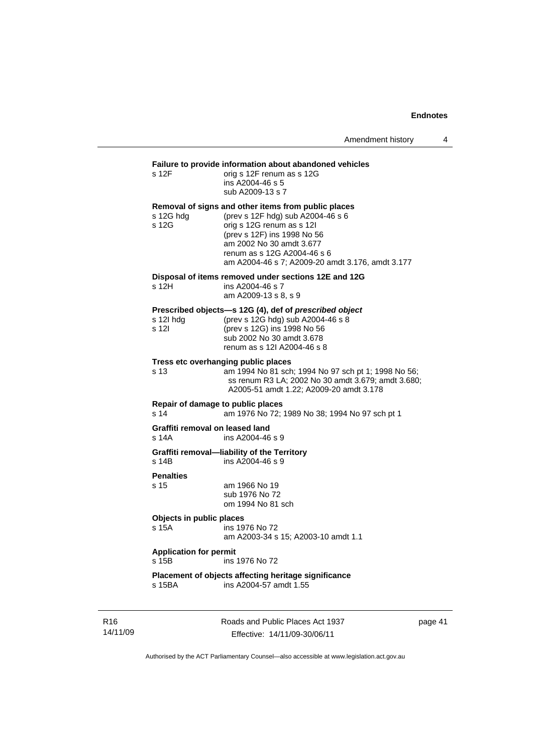**Failure to provide information about abandoned vehicles**

s 12F orig s 12F renum as s 12G
ins A2004-46 s 5
sub A2009-13 s 7

**Removal of signs and other items from public places**

s 12G hdg (prev s 12F hdg) sub A2004-46 s 6
s 12G orig s 12G renum as s 12I
(prev s 12F) ins 1998 No 56
am 2002 No 30 amdt 3.677
renum as s 12G A2004-46 s 6
am A2004-46 s 7; A2009-20 amdt 3.176, amdt 3.177

**Disposal of items removed under sections 12E and 12G**

s 12H ins A2004-46 s 7
am A2009-13 s 8, s 9

**Prescribed objects—s 12G (4), def of *prescribed object***

s 12I hdg (prev s 12G hdg) sub A2004-46 s 8
s 12I (prev s 12G) ins 1998 No 56
sub 2002 No 30 amdt 3.678
renum as s 12I A2004-46 s 8

**Tress etc overhanging public places**

s 13 am 1994 No 81 sch; 1994 No 97 sch pt 1; 1998 No 56; ss renum R3 LA; 2002 No 30 amdt 3.679; amdt 3.680; A2005-51 amdt 1.22; A2009-20 amdt 3.178

**Repair of damage to public places**

s 14 am 1976 No 72; 1989 No 38; 1994 No 97 sch pt 1

**Graffiti removal on leased land**

s 14A ins A2004-46 s 9

**Graffiti removal—liability of the Territory**

s 14B ins A2004-46 s 9

**Penalties**

s 15 am 1966 No 19
sub 1976 No 72
om 1994 No 81 sch

**Objects in public places**

s 15A ins 1976 No 72
am A2003-34 s 15; A2003-10 amdt 1.1

**Application for permit**

s 15B ins 1976 No 72

**Placement of objects affecting heritage significance**

s 15BA ins A2004-57 amdt 1.55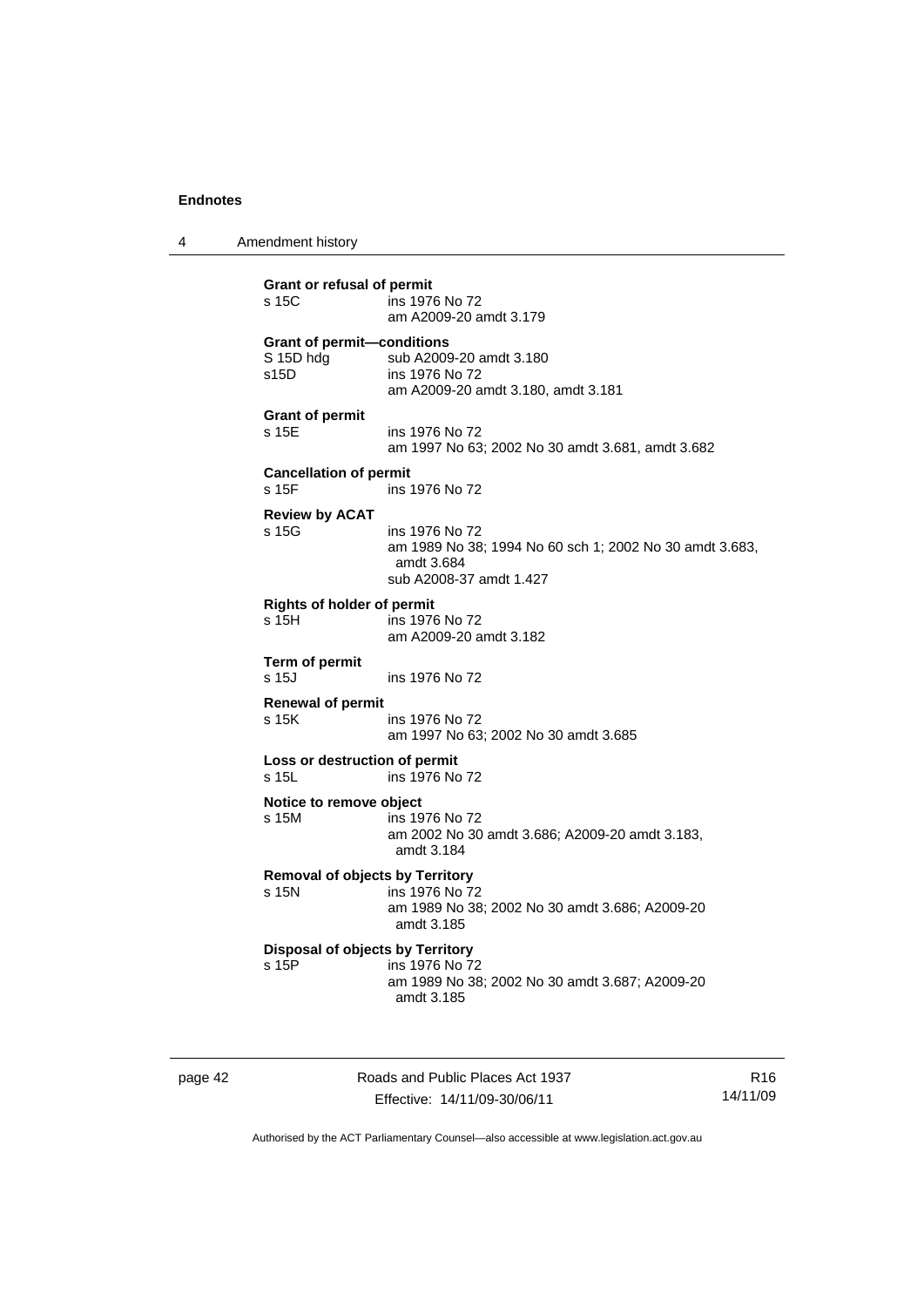**Grant or refusal of permit**

s 15C ins 1976 No 72
am A2009-20 amdt 3.179

**Grant of permit—conditions**

S 15D hdg sub A2009-20 amdt 3.180
s15D ins 1976 No 72
am A2009-20 amdt 3.180, amdt 3.181

**Grant of permit**

s 15E ins 1976 No 72
am 1997 No 63; 2002 No 30 amdt 3.681, amdt 3.682

**Cancellation of permit**

s 15F ins 1976 No 72

**Review by ACAT**

s 15G ins 1976 No 72
am 1989 No 38; 1994 No 60 sch 1; 2002 No 30 amdt 3.683, amdt 3.684
sub A2008-37 amdt 1.427

**Rights of holder of permit**

s 15H ins 1976 No 72
am A2009-20 amdt 3.182

**Term of permit**

s 15J ins 1976 No 72

**Renewal of permit**

s 15K ins 1976 No 72
am 1997 No 63; 2002 No 30 amdt 3.685

**Loss or destruction of permit**

s 15L ins 1976 No 72

**Notice to remove object**

s 15M ins 1976 No 72
am 2002 No 30 amdt 3.686; A2009-20 amdt 3.183, amdt 3.184

**Removal of objects by Territory**

s 15N ins 1976 No 72
am 1989 No 38; 2002 No 30 amdt 3.686; A2009-20 amdt 3.185

**Disposal of objects by Territory**

s 15P ins 1976 No 72
am 1989 No 38; 2002 No 30 amdt 3.687; A2009-20 amdt 3.185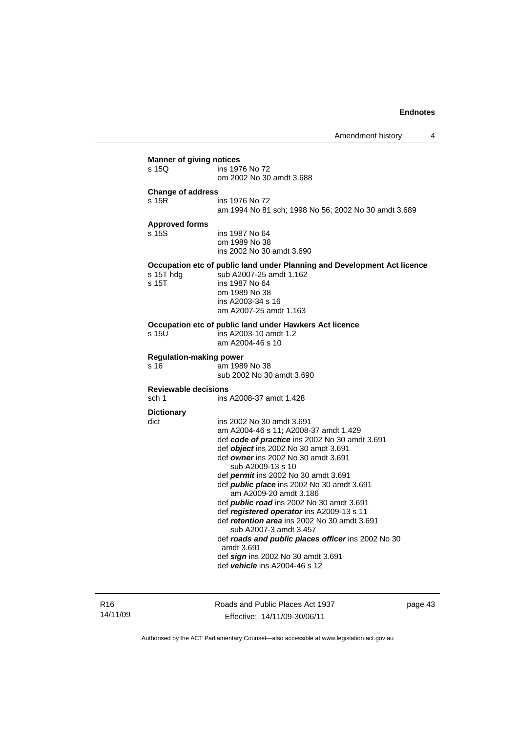**Manner of giving notices**

s 15Q ins 1976 No 72
om 2002 No 30 amdt 3.688

**Change of address**

s 15R ins 1976 No 72
am 1994 No 81 sch; 1998 No 56; 2002 No 30 amdt 3.689

**Approved forms**

s 15S ins 1987 No 64
om 1989 No 38
ins 2002 No 30 amdt 3.690

**Occupation etc of public land under Planning and Development Act licence**

s 15T hdg sub A2007-25 amdt 1.162
s 15T ins 1987 No 64
om 1989 No 38
ins A2003-34 s 16
am A2007-25 amdt 1.163

**Occupation etc of public land under Hawkers Act licence**

s 15U ins A2003-10 amdt 1.2
am A2004-46 s 10

**Regulation-making power**

s 16 am 1989 No 38
sub 2002 No 30 amdt 3.690

**Reviewable decisions**

sch 1 ins A2008-37 amdt 1.428

**Dictionary**

dict ins 2002 No 30 amdt 3.691
am A2004-46 s 11; A2008-37 amdt 1.429
def ***code of practice*** ins 2002 No 30 amdt 3.691
def ***object*** ins 2002 No 30 amdt 3.691
def ***owner*** ins 2002 No 30 amdt 3.691
sub A2009-13 s 10
def ***permit*** ins 2002 No 30 amdt 3.691
def ***public place*** ins 2002 No 30 amdt 3.691
am A2009-20 amdt 3.186
def ***public road*** ins 2002 No 30 amdt 3.691
def ***registered operator*** ins A2009-13 s 11
def ***retention area*** ins 2002 No 30 amdt 3.691
sub A2007-3 amdt 3.457
def ***roads and public places officer*** ins 2002 No 30 amdt 3.691
def ***sign*** ins 2002 No 30 amdt 3.691
def ***vehicle*** ins A2004-46 s 12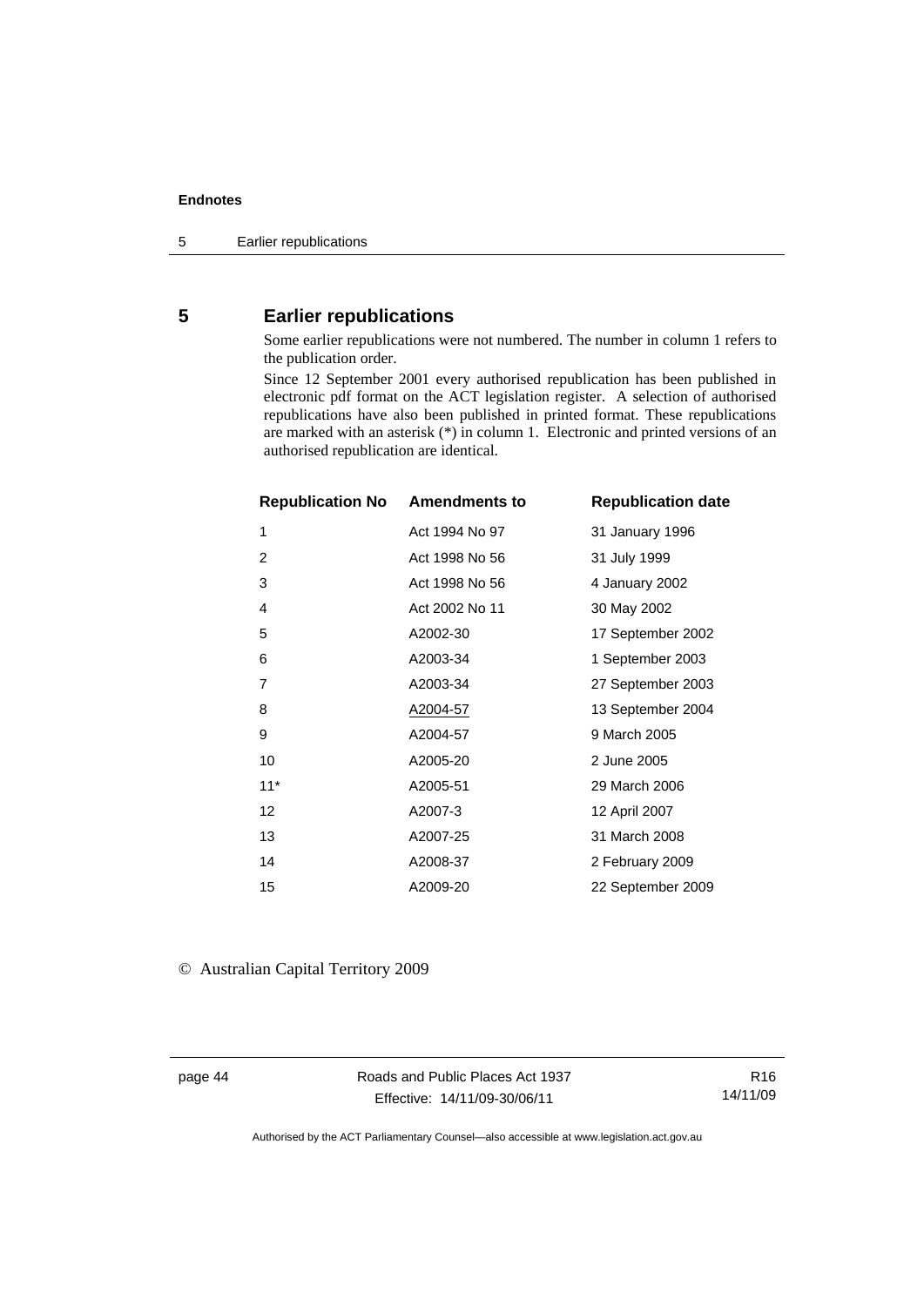## 5 Earlier republications

Some earlier republications were not numbered. The number in column 1 refers to the publication order.

Since 12 September 2001 every authorised republication has been published in electronic pdf format on the ACT legislation register. A selection of authorised republications have also been published in printed format. These republications are marked with an asterisk (*) in column 1. Electronic and printed versions of an authorised republication are identical.

| Republication No | Amendments to | Republication date |
|---|---|---|
| 1 | Act 1994 No 97 | 31 January 1996 |
| 2 | Act 1998 No 56 | 31 July 1999 |
| 3 | Act 1998 No 56 | 4 January 2002 |
| 4 | Act 2002 No 11 | 30 May 2002 |
| 5 | A2002-30 | 17 September 2002 |
| 6 | A2003-34 | 1 September 2003 |
| 7 | A2003-34 | 27 September 2003 |
| 8 | A2004-57 | 13 September 2004 |
| 9 | A2004-57 | 9 March 2005 |
| 10 | A2005-20 | 2 June 2005 |
| 11* | A2005-51 | 29 March 2006 |
| 12 | A2007-3 | 12 April 2007 |
| 13 | A2007-25 | 31 March 2008 |
| 14 | A2008-37 | 2 February 2009 |
| 15 | A2009-20 | 22 September 2009 |

© Australian Capital Territory 2009